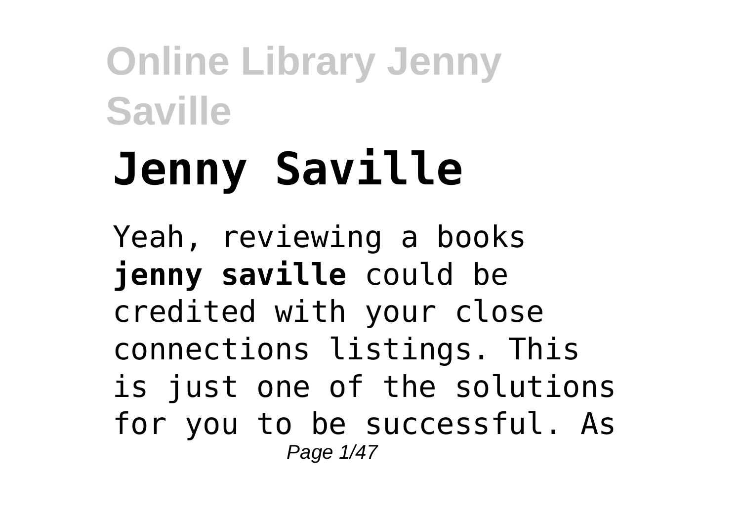# Jenny Saville

Yeah, reviewing a books **jenny saville** could be credited with your close connections listings. This is just one of the solutions for you to be successful. As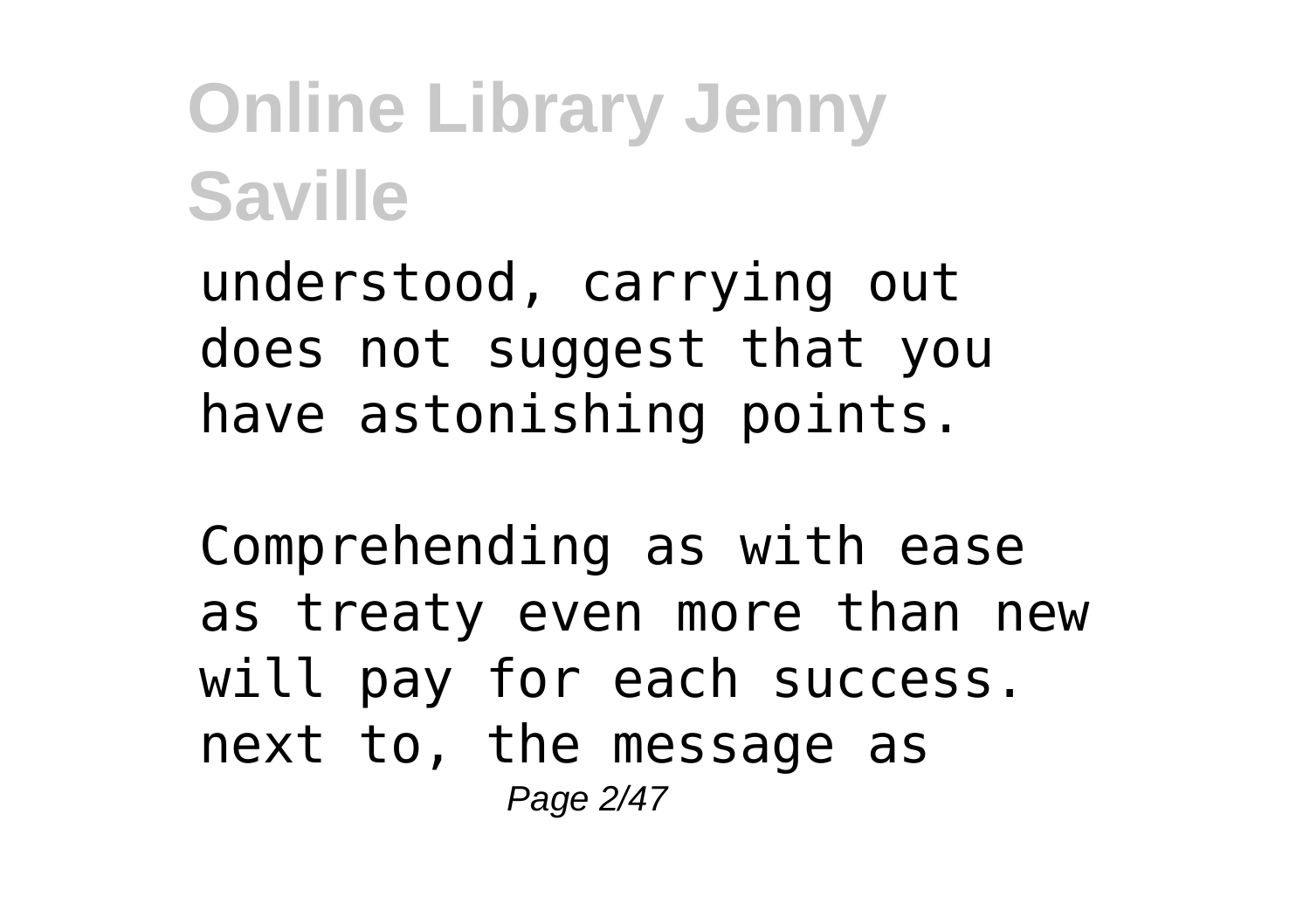understood, carrying out does not suggest that you have astonishing points.

Comprehending as with ease as treaty even more than new will pay for each success. next to, the message as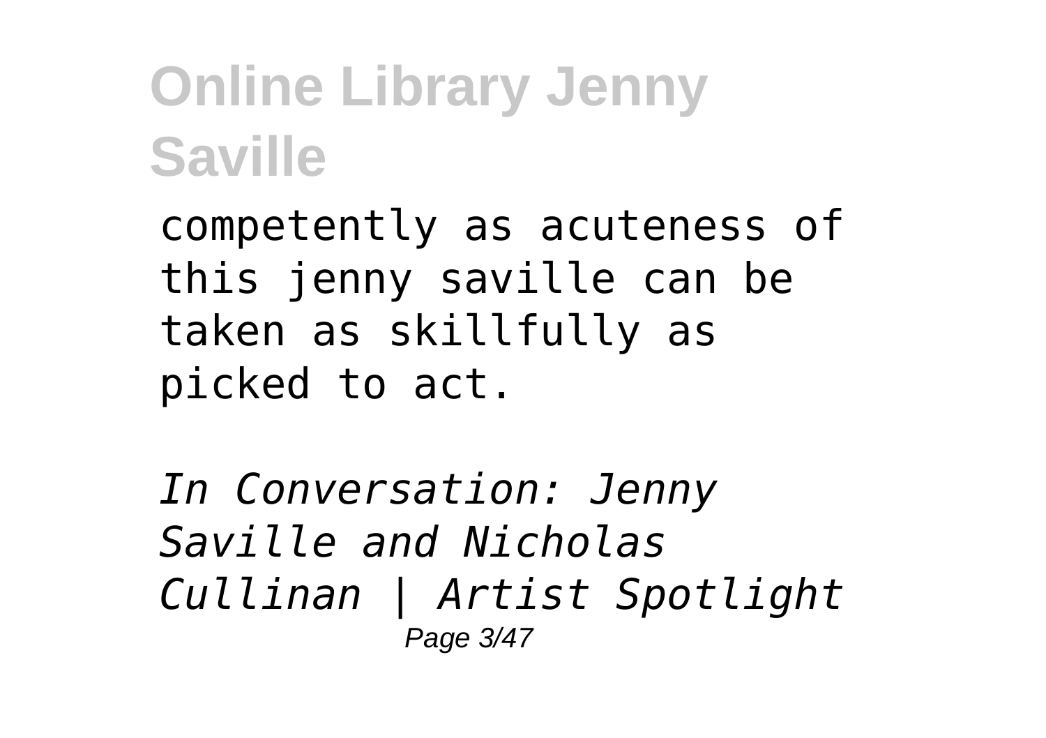competently as acuteness of this jenny saville can be taken as skillfully as picked to act.

*In Conversation: Jenny Saville and Nicholas Cullinan | Artist Spotlight*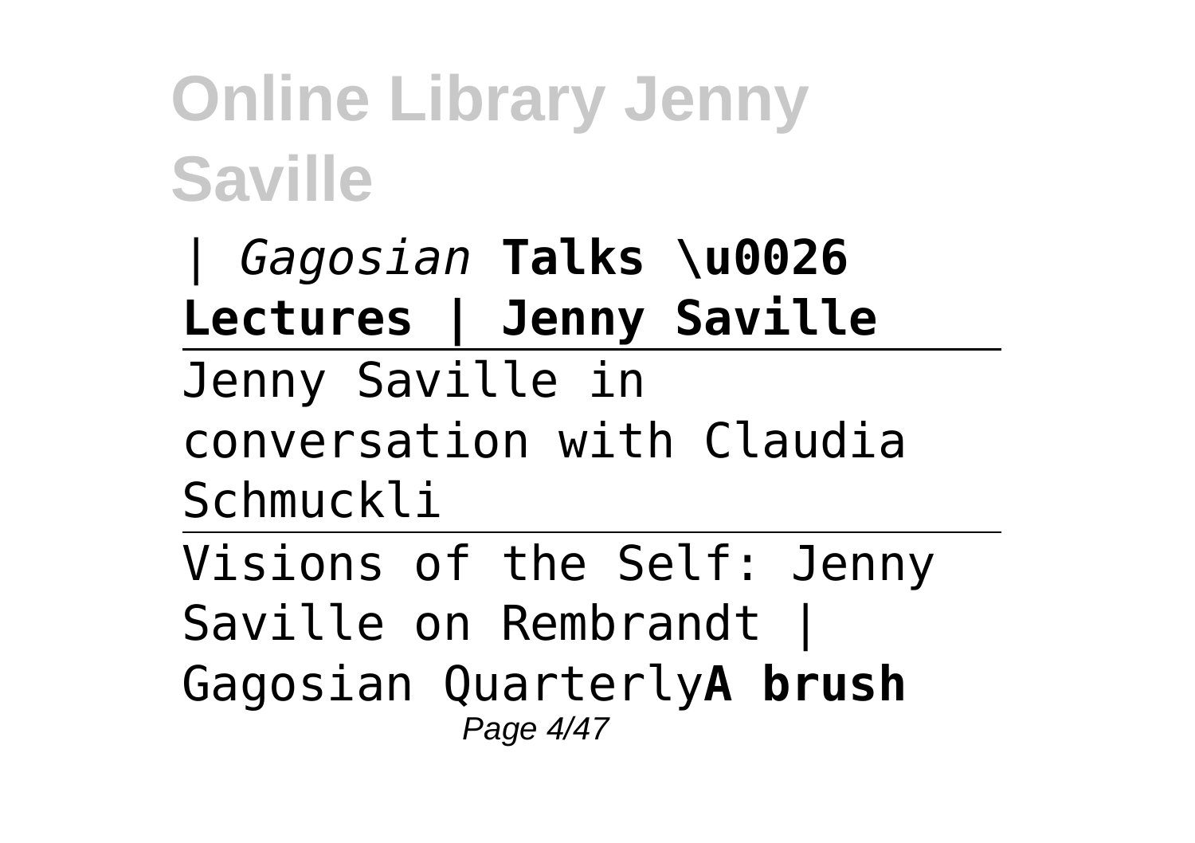*| Gagosian* **Talks \u0026 Lectures | Jenny Saville**

---

Jenny Saville in conversation with Claudia Schmuckli

---

Visions of the Self: Jenny Saville on Rembrandt | Gagosian Quarterly**A brush**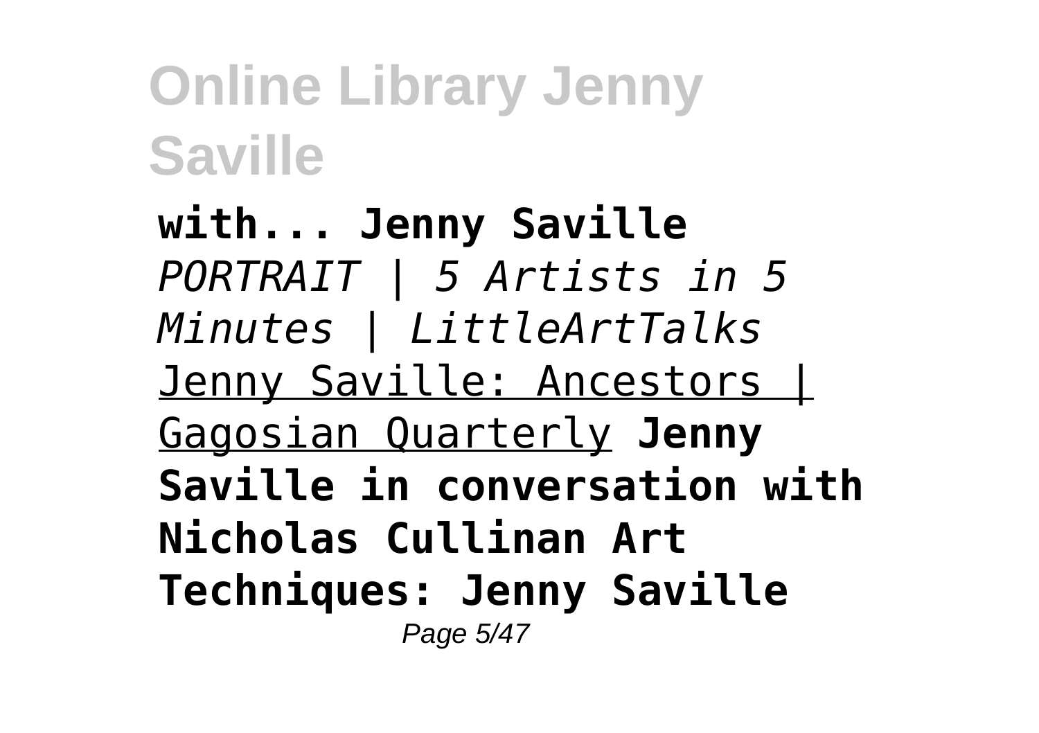**with... Jenny Saville** *PORTRAIT | 5 Artists in 5 Minutes | LittleArtTalks* Jenny Saville: Ancestors | Gagosian Quarterly **Jenny Saville in conversation with Nicholas Cullinan Art Techniques: Jenny Saville**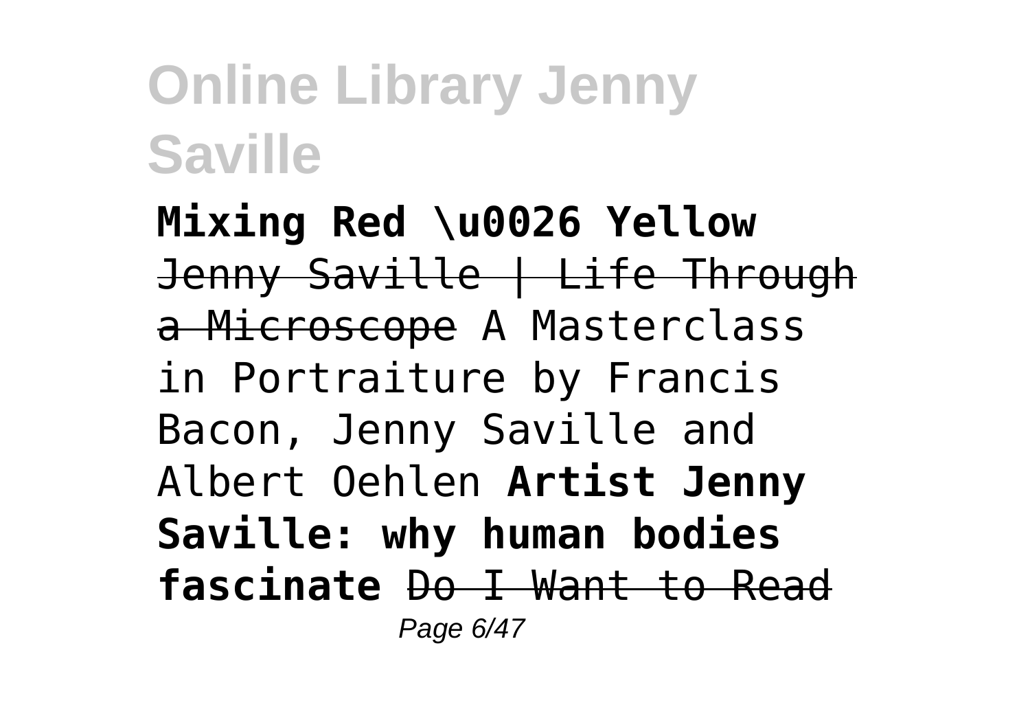**Mixing Red \u0026 Yellow** ~~Jenny Saville | Life Through a Microscope~~ A Masterclass in Portraiture by Francis Bacon, Jenny Saville and Albert Oehlen **Artist Jenny Saville: why human bodies fascinate** ~~Do I Want to Read~~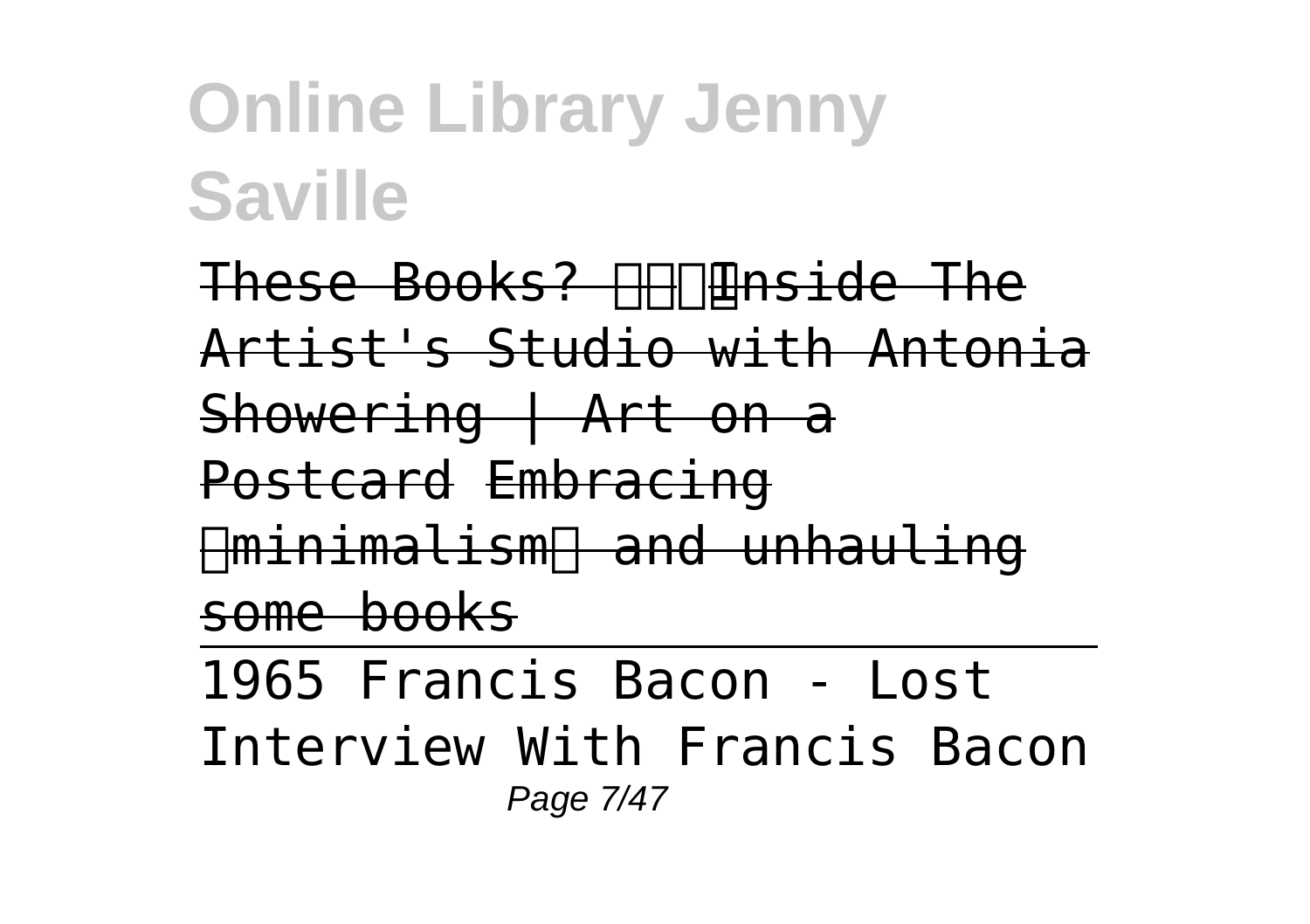~~These Books? Inside The Artist's Studio with Antonia Showering | Art on a Postcard~~ ~~Embracing minimalism and unhauling some books~~

1965 Francis Bacon - Lost Interview With Francis Bacon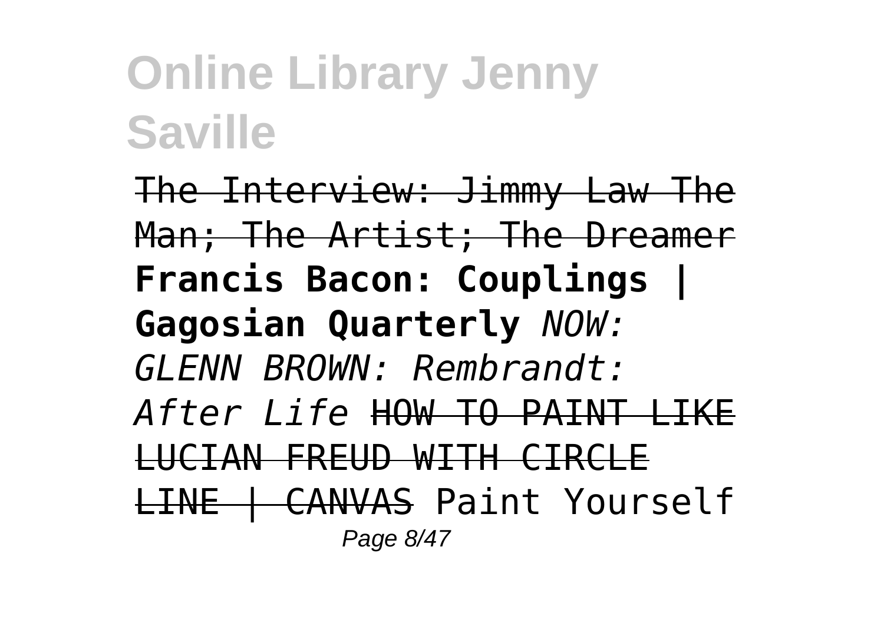# Online Library Jenny Saville

~~The Interview: Jimmy Law The Man; The Artist; The Dreamer~~ **Francis Bacon: Couplings | Gagosian Quarterly** *NOW: GLENN BROWN: Rembrandt: After Life* ~~HOW TO PAINT LIKE LUCIAN FREUD WITH CIRCLE LINE | CANVAS~~ Paint Yourself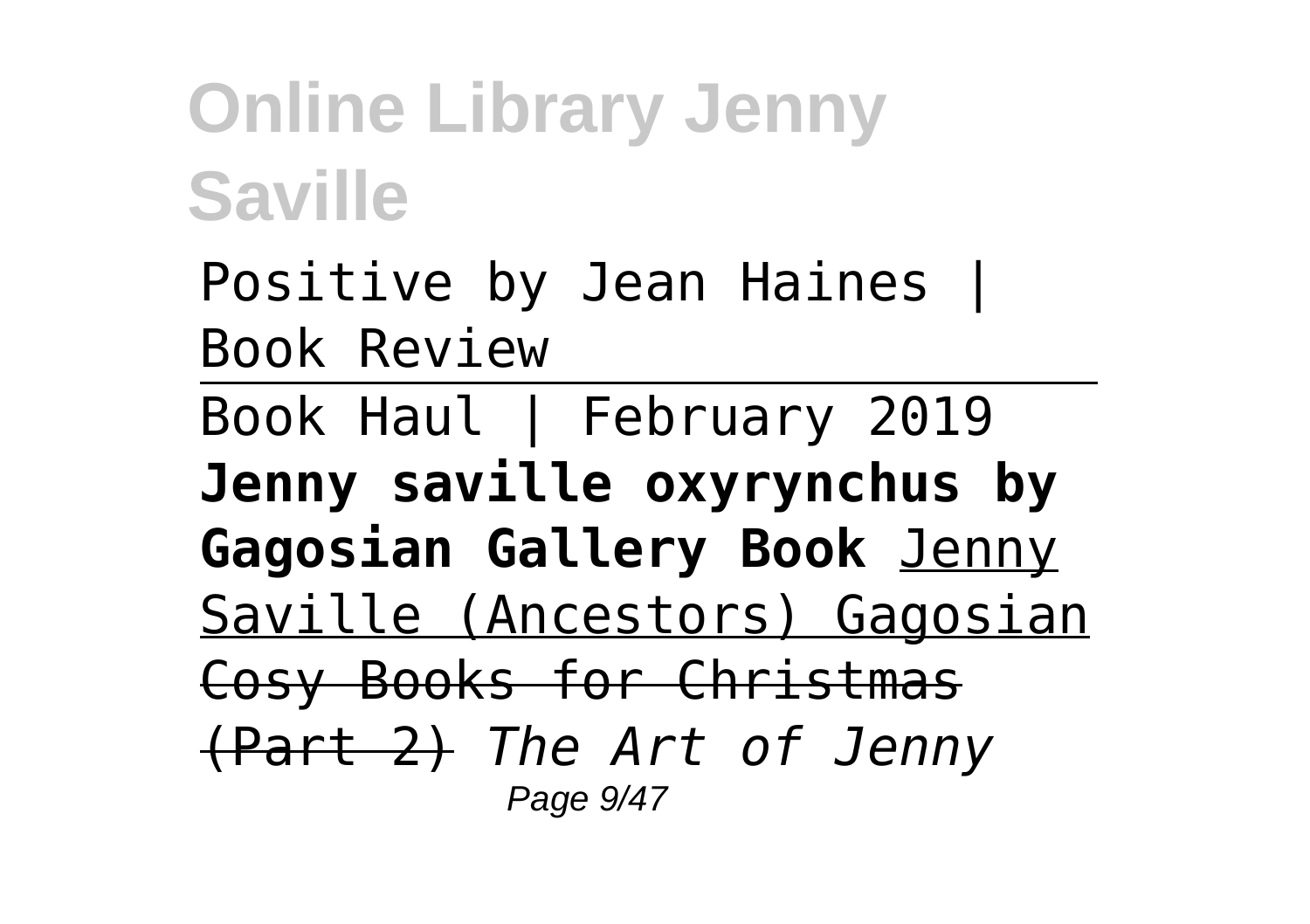Positive by Jean Haines | Book Review

---

Book Haul | February 2019 **Jenny saville oxyrynchus by Gagosian Gallery Book** Jenny Saville (Ancestors) Gagosian ~~Cosy Books for Christmas (Part 2)~~ *The Art of Jenny*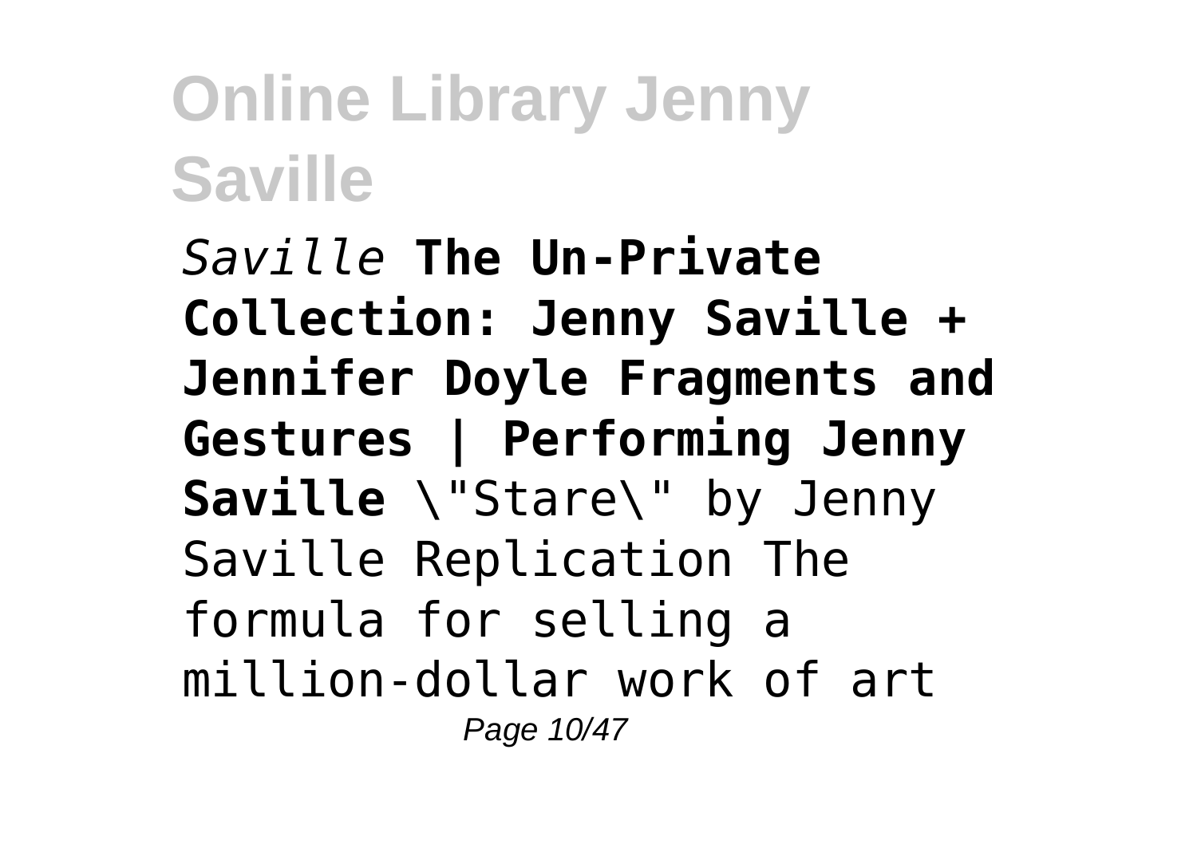*Saville* **The Un-Private Collection: Jenny Saville + Jennifer Doyle Fragments and Gestures | Performing Jenny Saville** \"Stare\" by Jenny Saville Replication The formula for selling a million-dollar work of art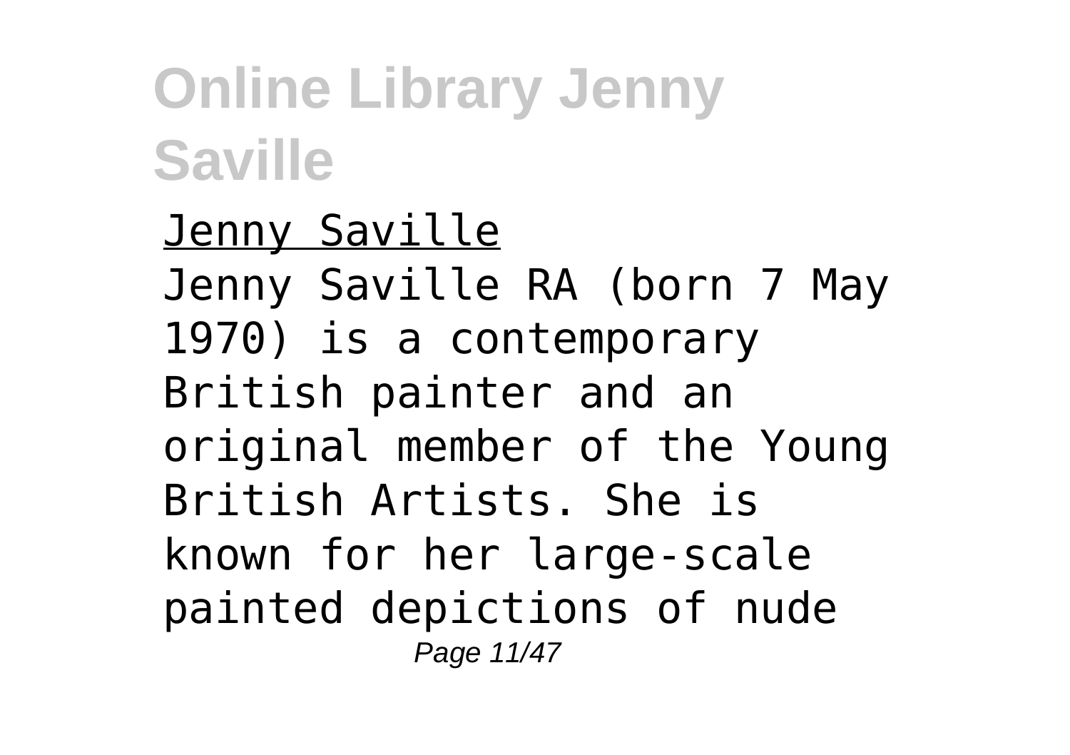Jenny Saville

Jenny Saville RA (born 7 May 1970) is a contemporary British painter and an original member of the Young British Artists. She is known for her large-scale painted depictions of nude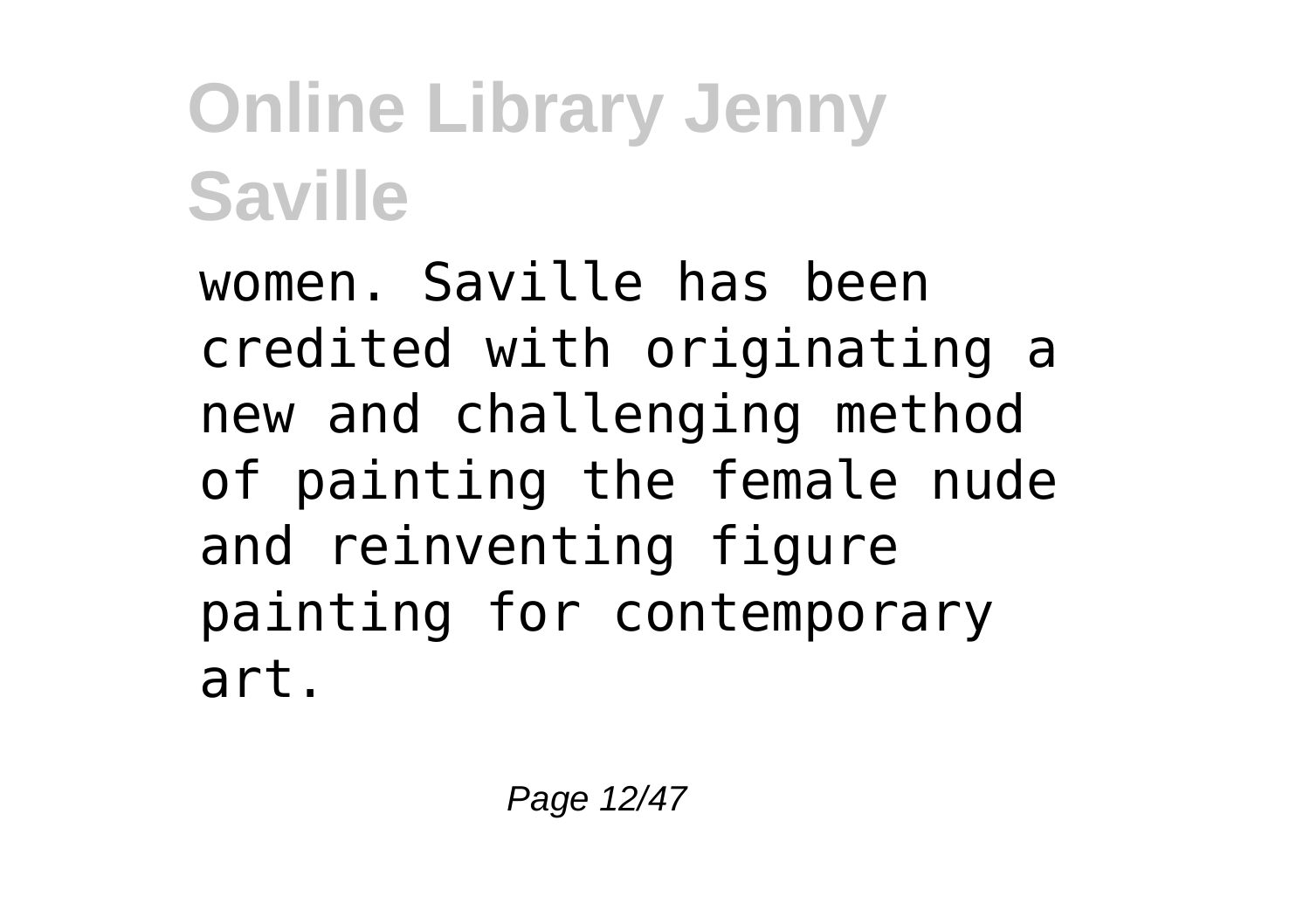women. Saville has been credited with originating a new and challenging method of painting the female nude and reinventing figure painting for contemporary art.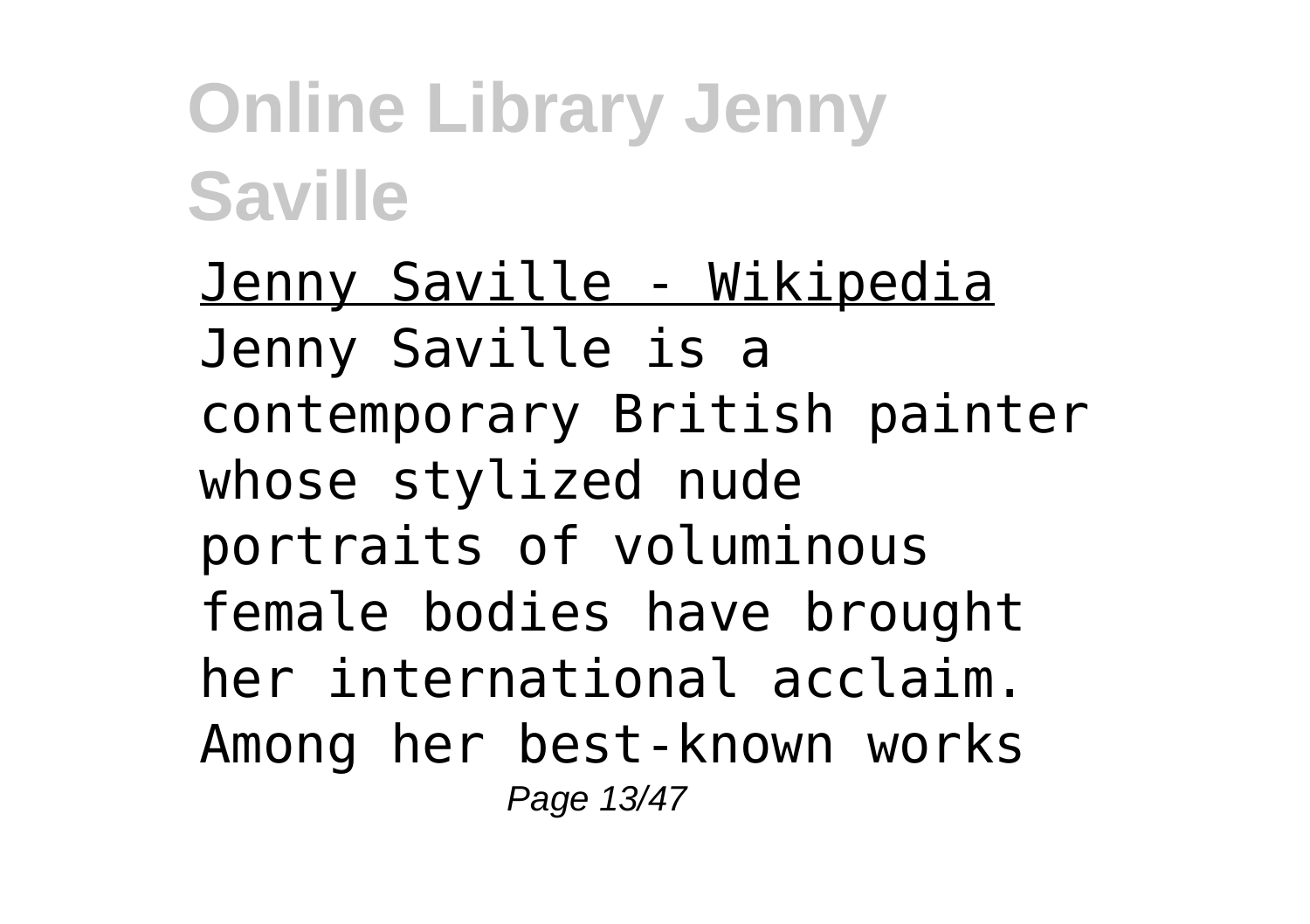Jenny Saville - Wikipedia

Jenny Saville is a contemporary British painter whose stylized nude portraits of voluminous female bodies have brought her international acclaim. Among her best-known works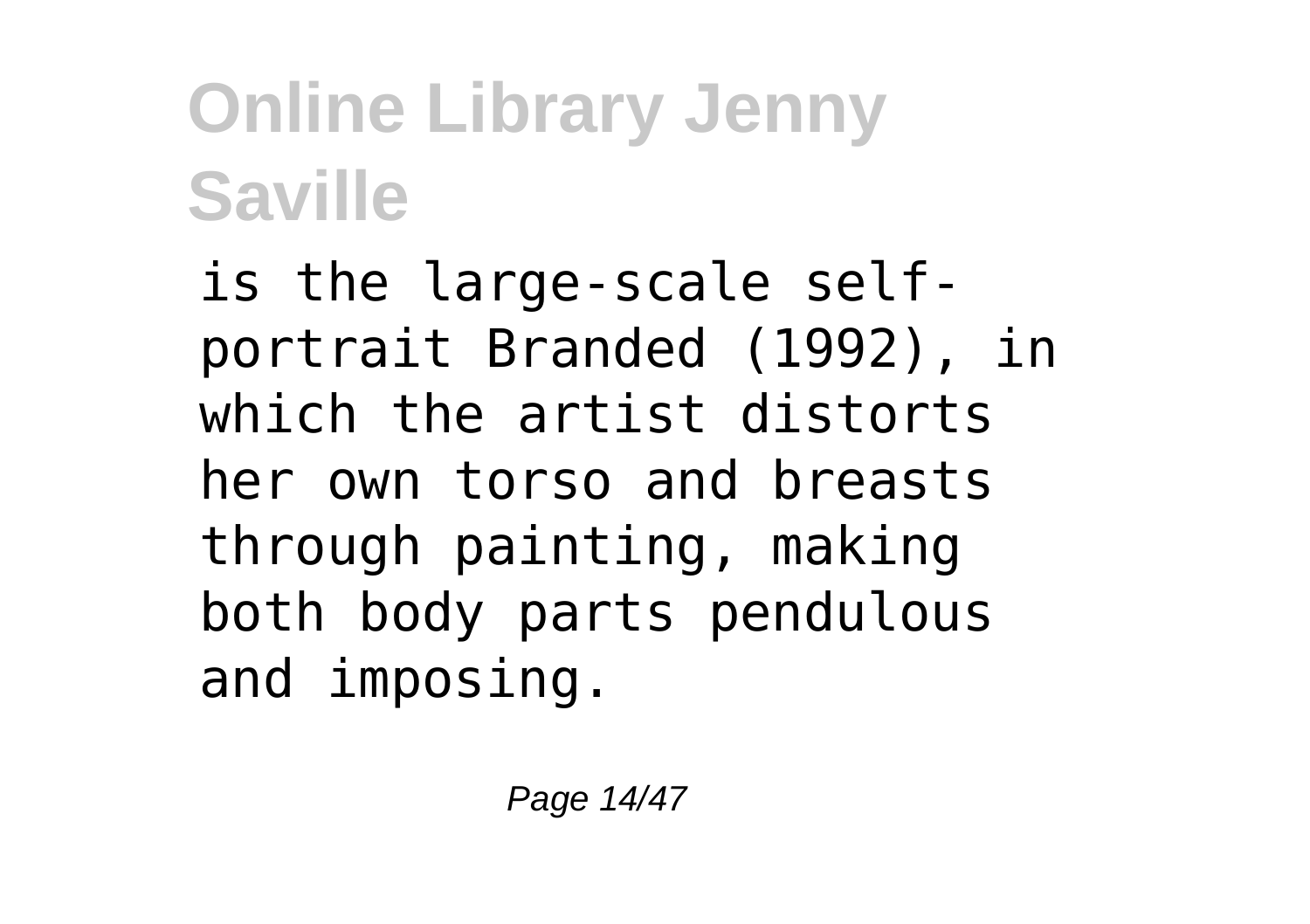is the large-scale self-portrait Branded (1992), in which the artist distorts her own torso and breasts through painting, making both body parts pendulous and imposing.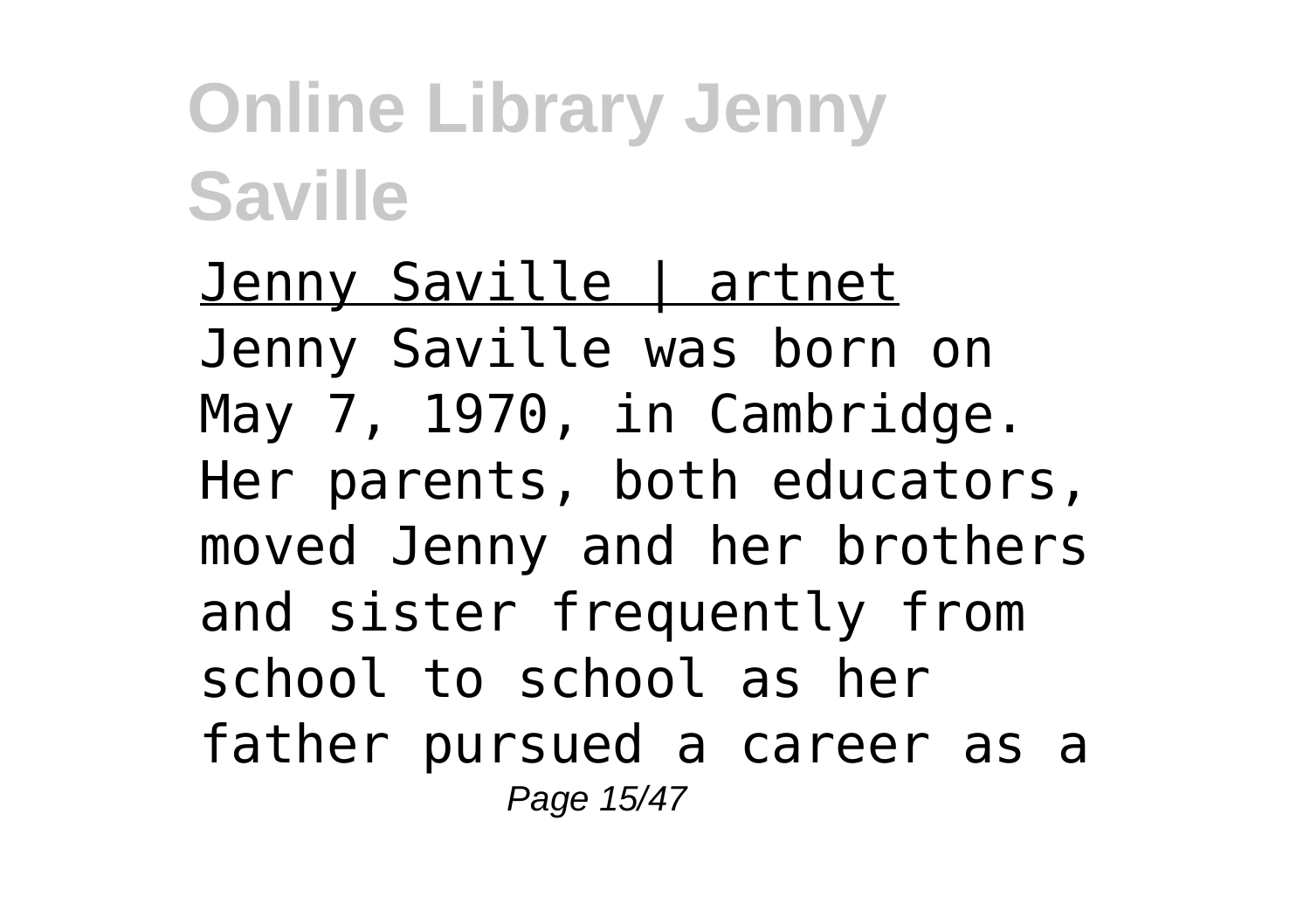Jenny Saville | artnet
Jenny Saville was born on May 7, 1970, in Cambridge. Her parents, both educators, moved Jenny and her brothers and sister frequently from school to school as her father pursued a career as a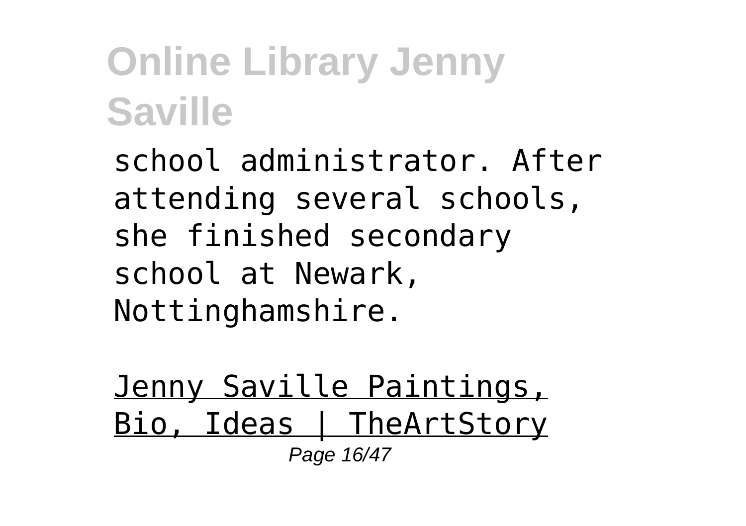school administrator. After attending several schools, she finished secondary school at Newark, Nottinghamshire.

Jenny Saville Paintings, Bio, Ideas | TheArtStory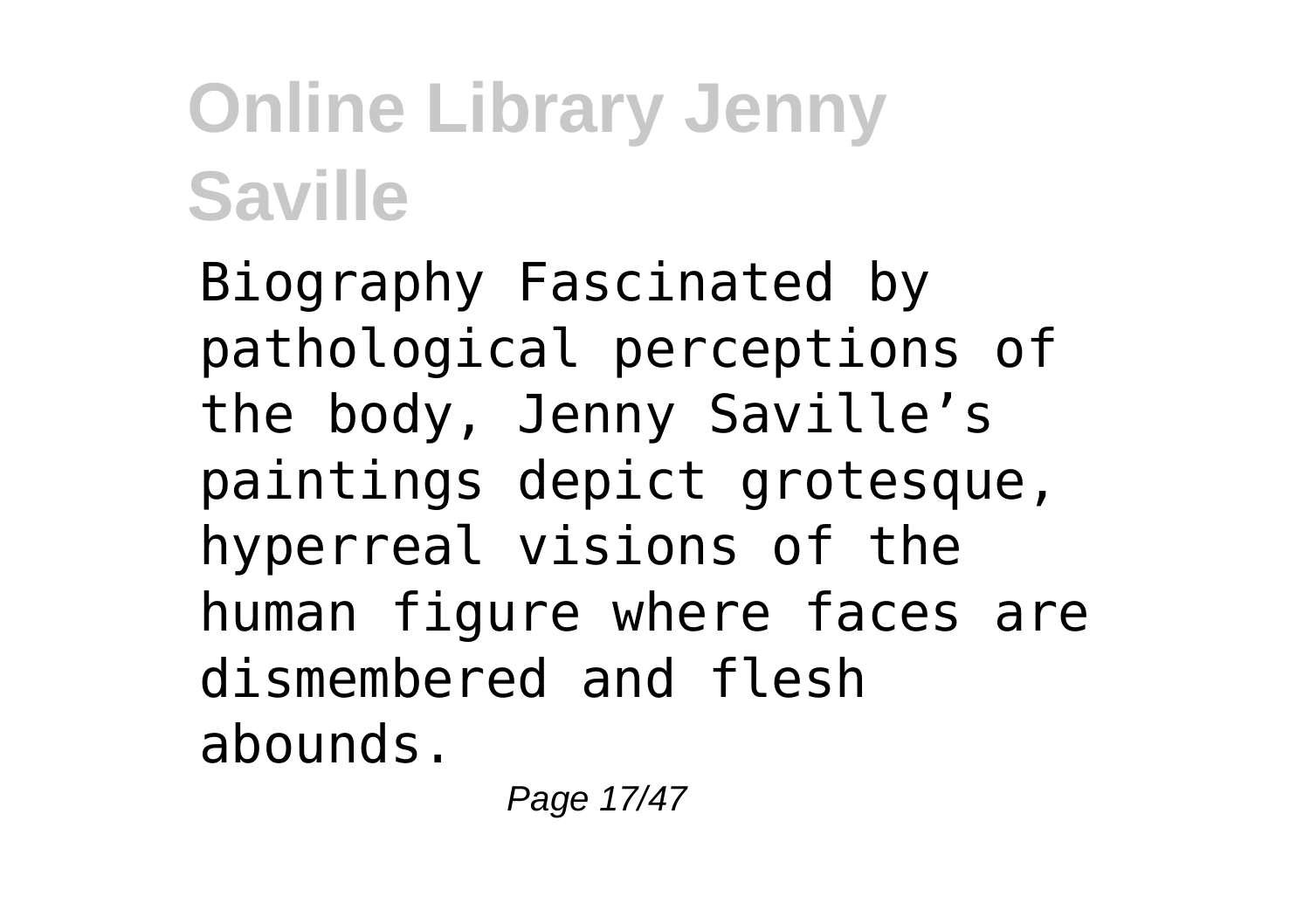Biography Fascinated by pathological perceptions of the body, Jenny Saville's paintings depict grotesque, hyperreal visions of the human figure where faces are dismembered and flesh abounds.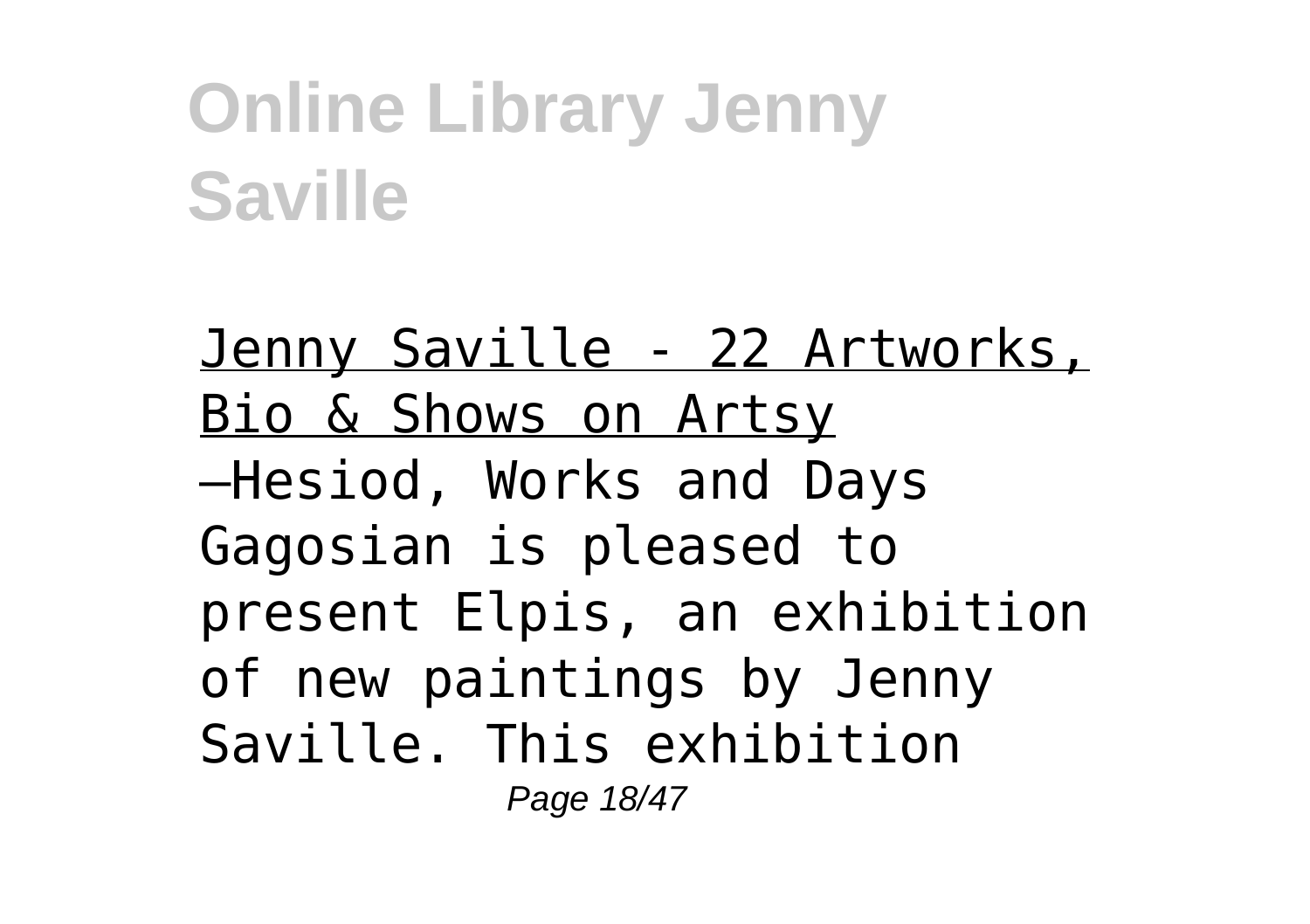Jenny Saville - 22 Artworks, Bio & Shows on Artsy

—Hesiod, Works and Days Gagosian is pleased to present Elpis, an exhibition of new paintings by Jenny Saville. This exhibition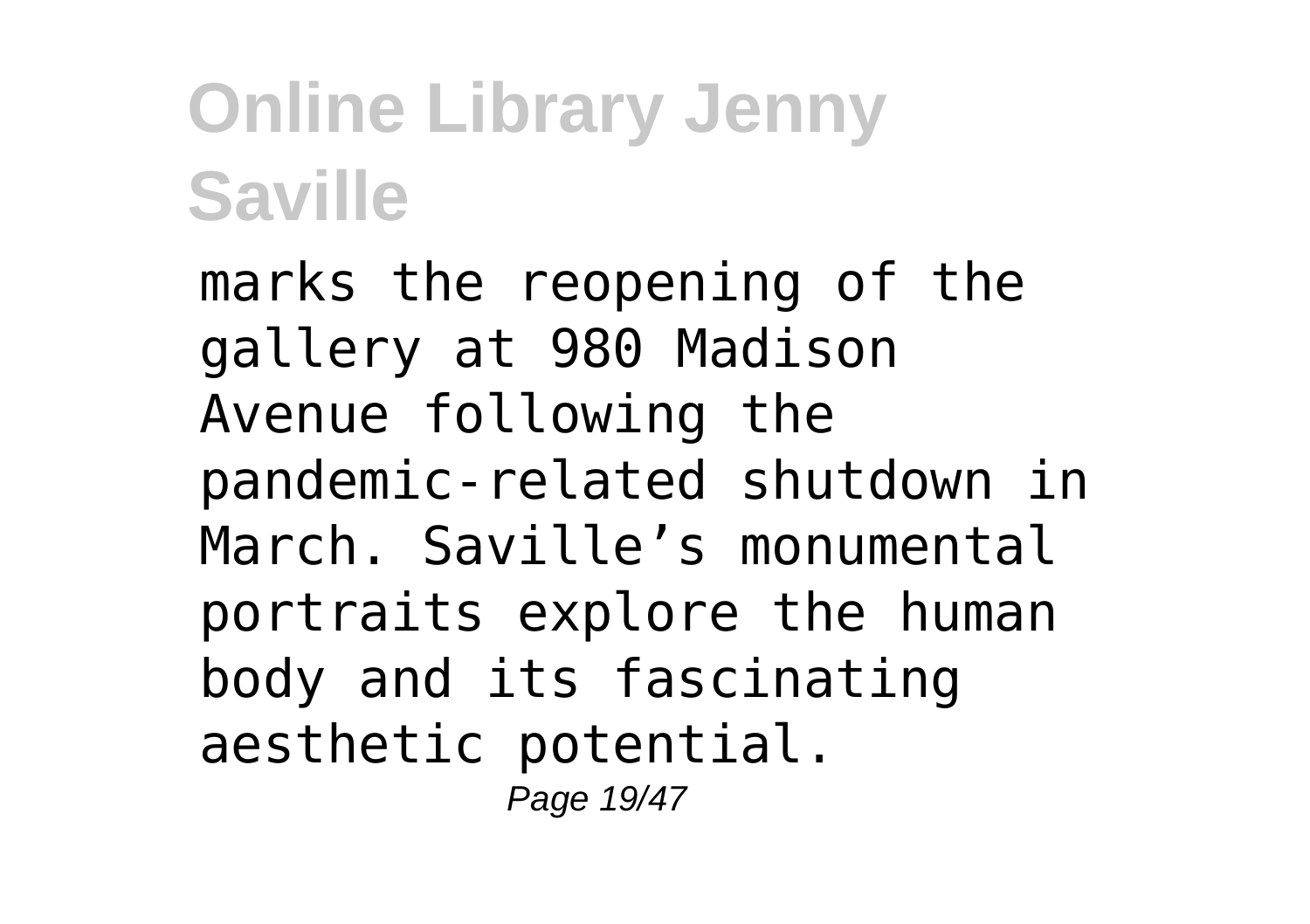marks the reopening of the gallery at 980 Madison Avenue following the pandemic-related shutdown in March. Saville’s monumental portraits explore the human body and its fascinating aesthetic potential.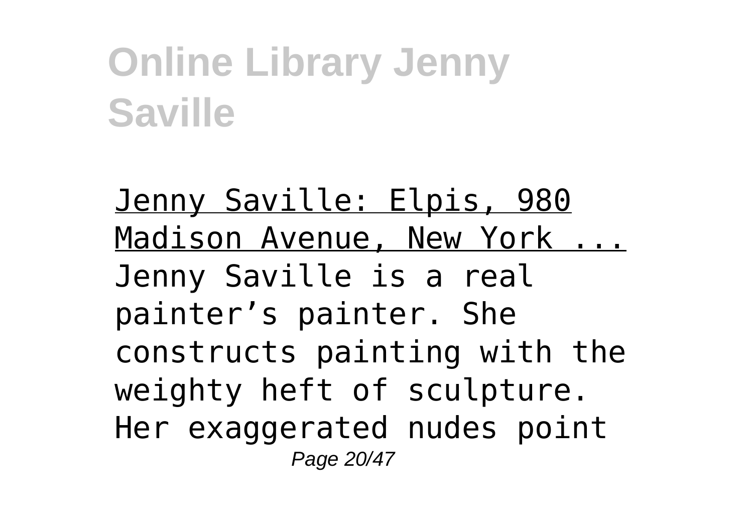Jenny Saville: Elpis, 980 Madison Avenue, New York ...

Jenny Saville is a real painter's painter. She constructs painting with the weighty heft of sculpture. Her exaggerated nudes point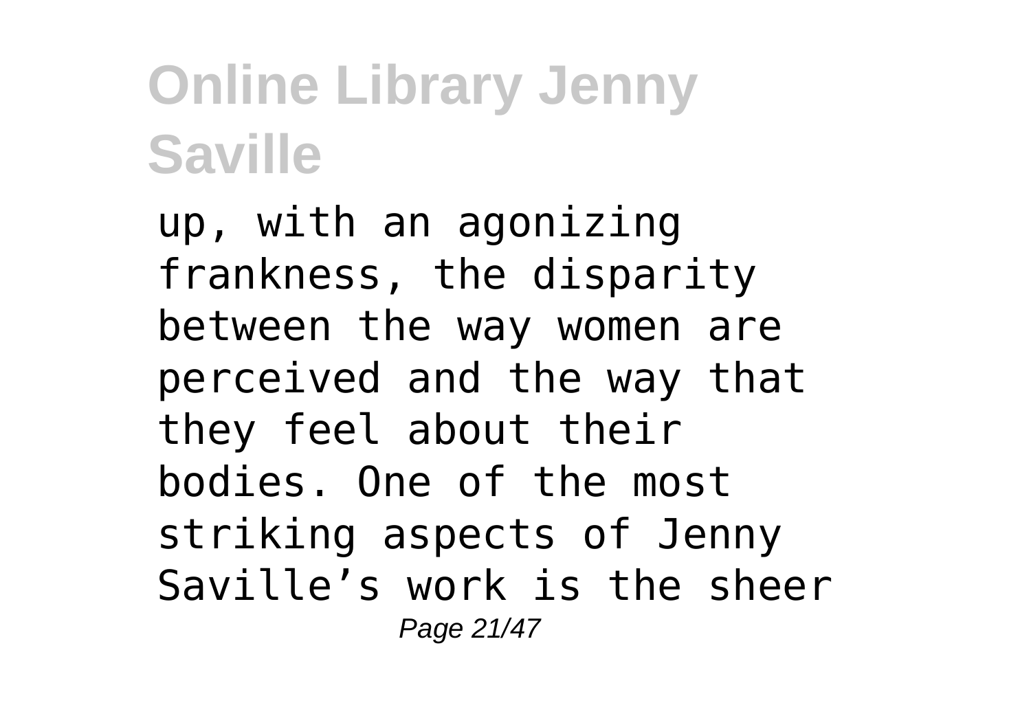up, with an agonizing frankness, the disparity between the way women are perceived and the way that they feel about their bodies. One of the most striking aspects of Jenny Saville's work is the sheer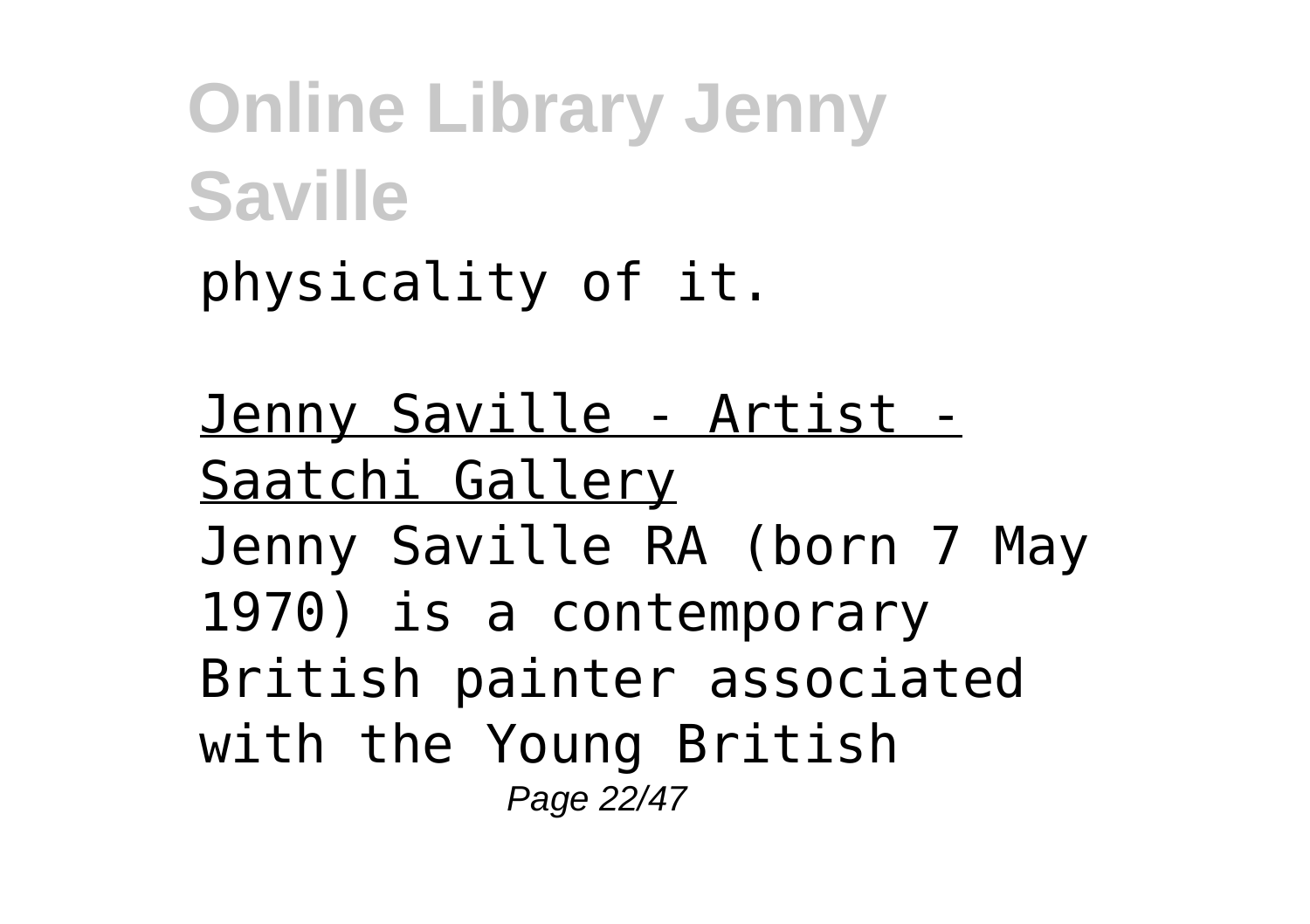physicality of it.

Jenny Saville - Artist - Saatchi Gallery

Jenny Saville RA (born 7 May 1970) is a contemporary British painter associated with the Young British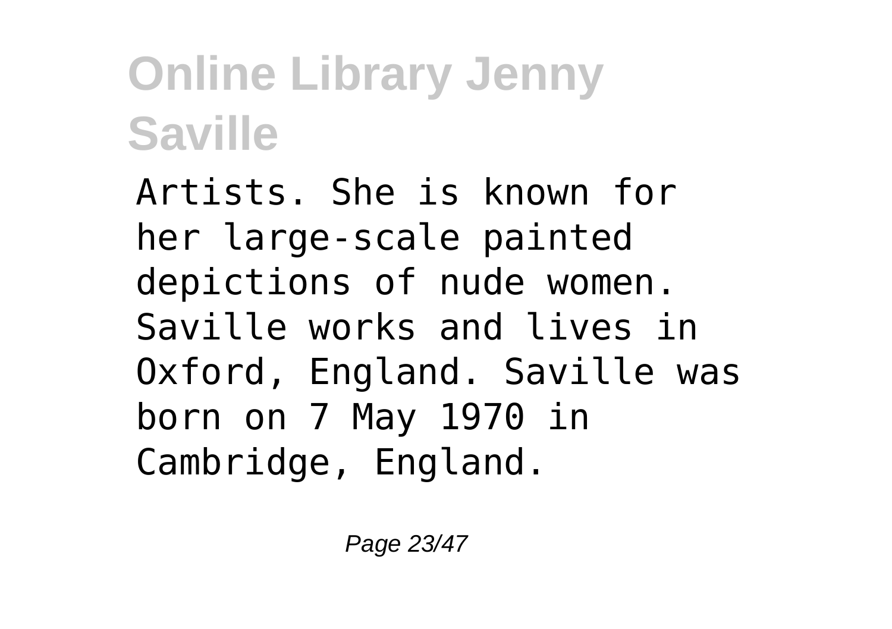Artists. She is known for her large-scale painted depictions of nude women. Saville works and lives in Oxford, England. Saville was born on 7 May 1970 in Cambridge, England.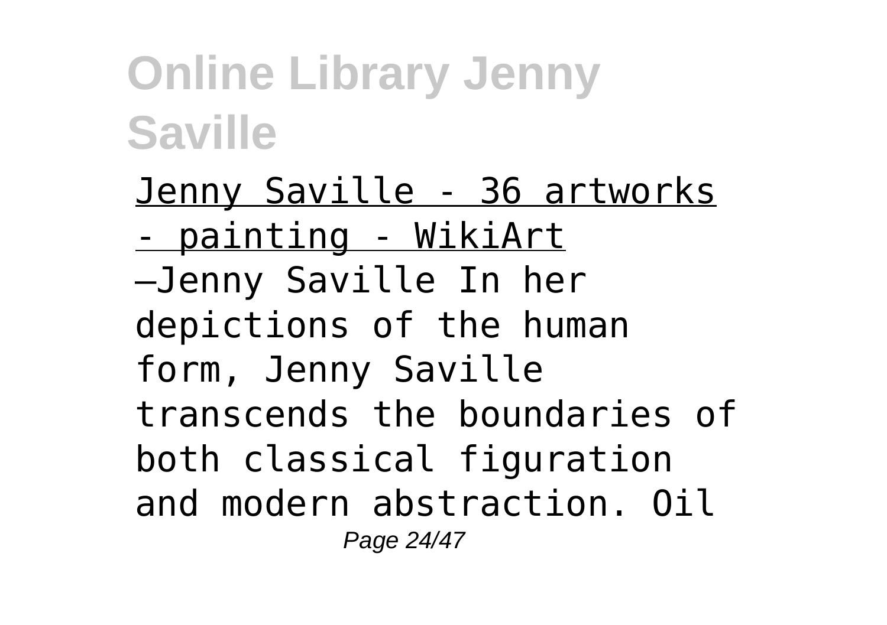Jenny Saville - 36 artworks - painting - WikiArt

—Jenny Saville In her depictions of the human form, Jenny Saville transcends the boundaries of both classical figuration and modern abstraction. Oil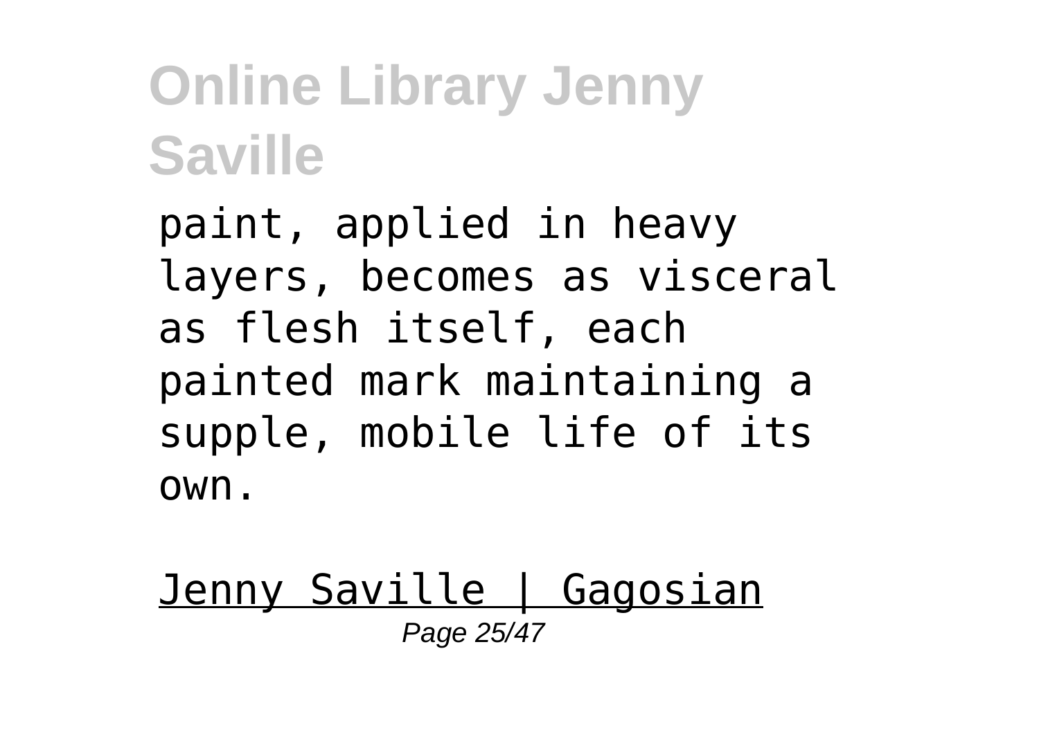paint, applied in heavy layers, becomes as visceral as flesh itself, each painted mark maintaining a supple, mobile life of its own.

Jenny Saville | Gagosian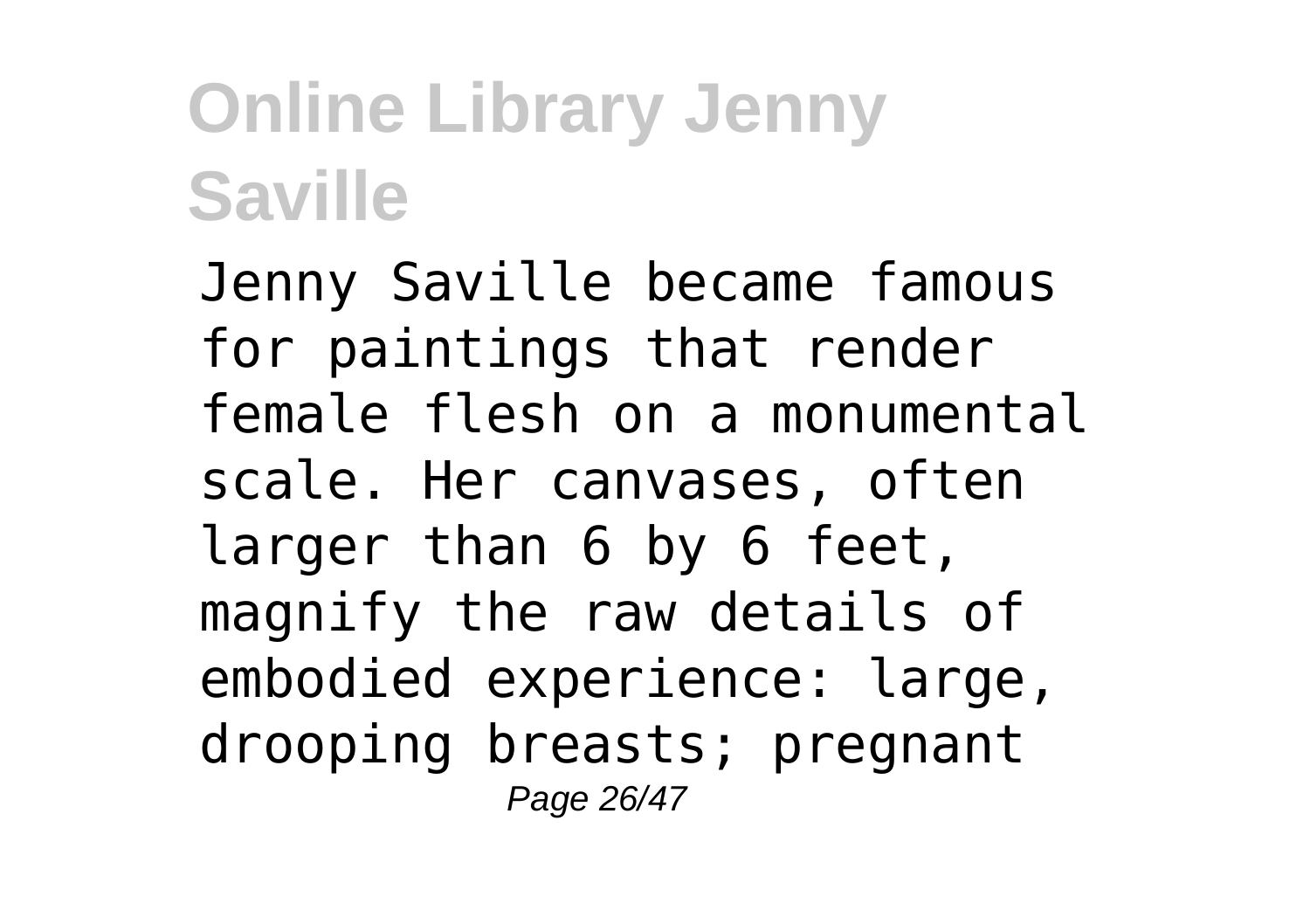Jenny Saville became famous for paintings that render female flesh on a monumental scale. Her canvases, often larger than 6 by 6 feet, magnify the raw details of embodied experience: large, drooping breasts; pregnant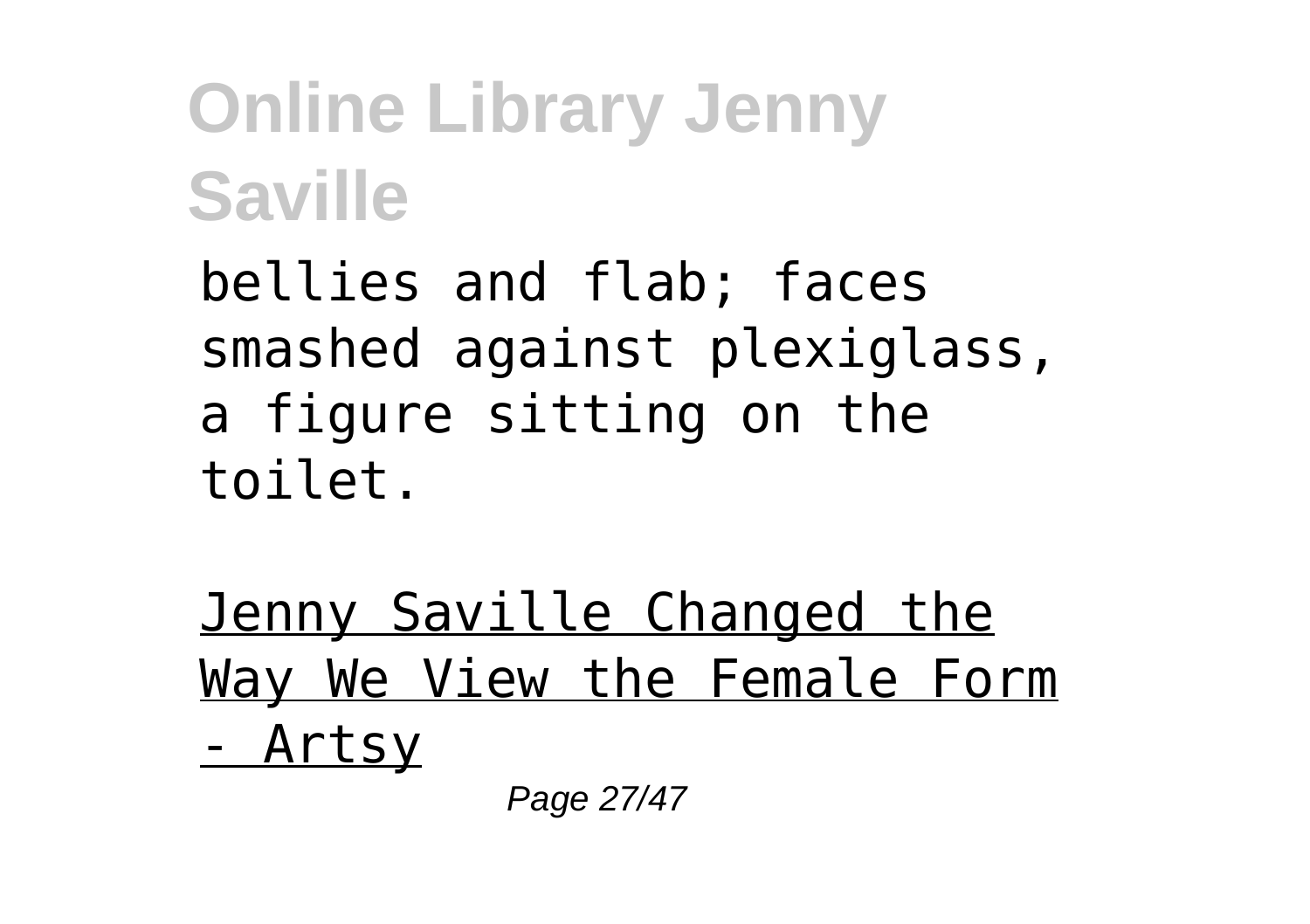bellies and flab; faces smashed against plexiglass, a figure sitting on the toilet.

Jenny Saville Changed the Way We View the Female Form - Artsy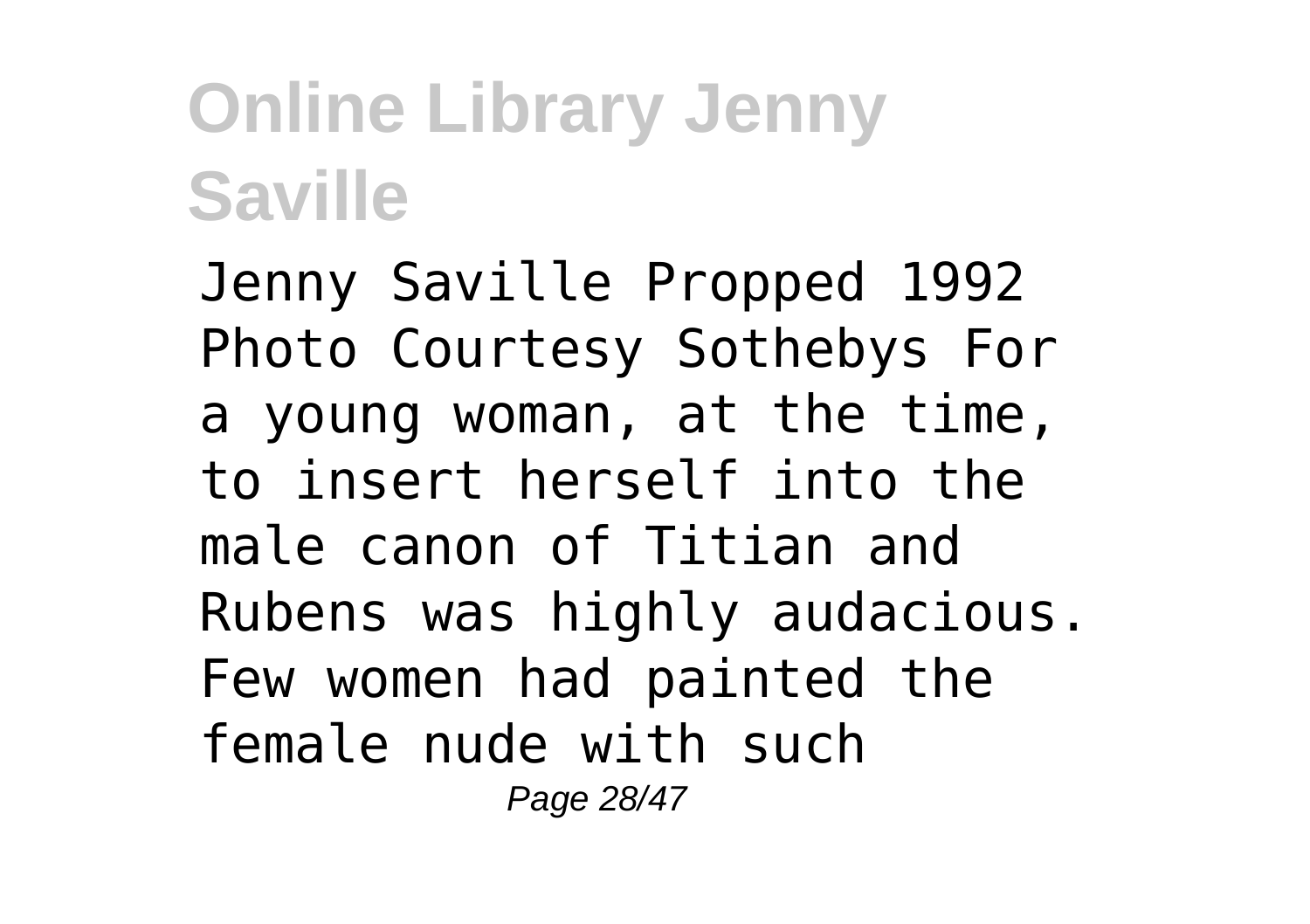Jenny Saville Propped 1992 Photo Courtesy Sothebys For a young woman, at the time, to insert herself into the male canon of Titian and Rubens was highly audacious. Few women had painted the female nude with such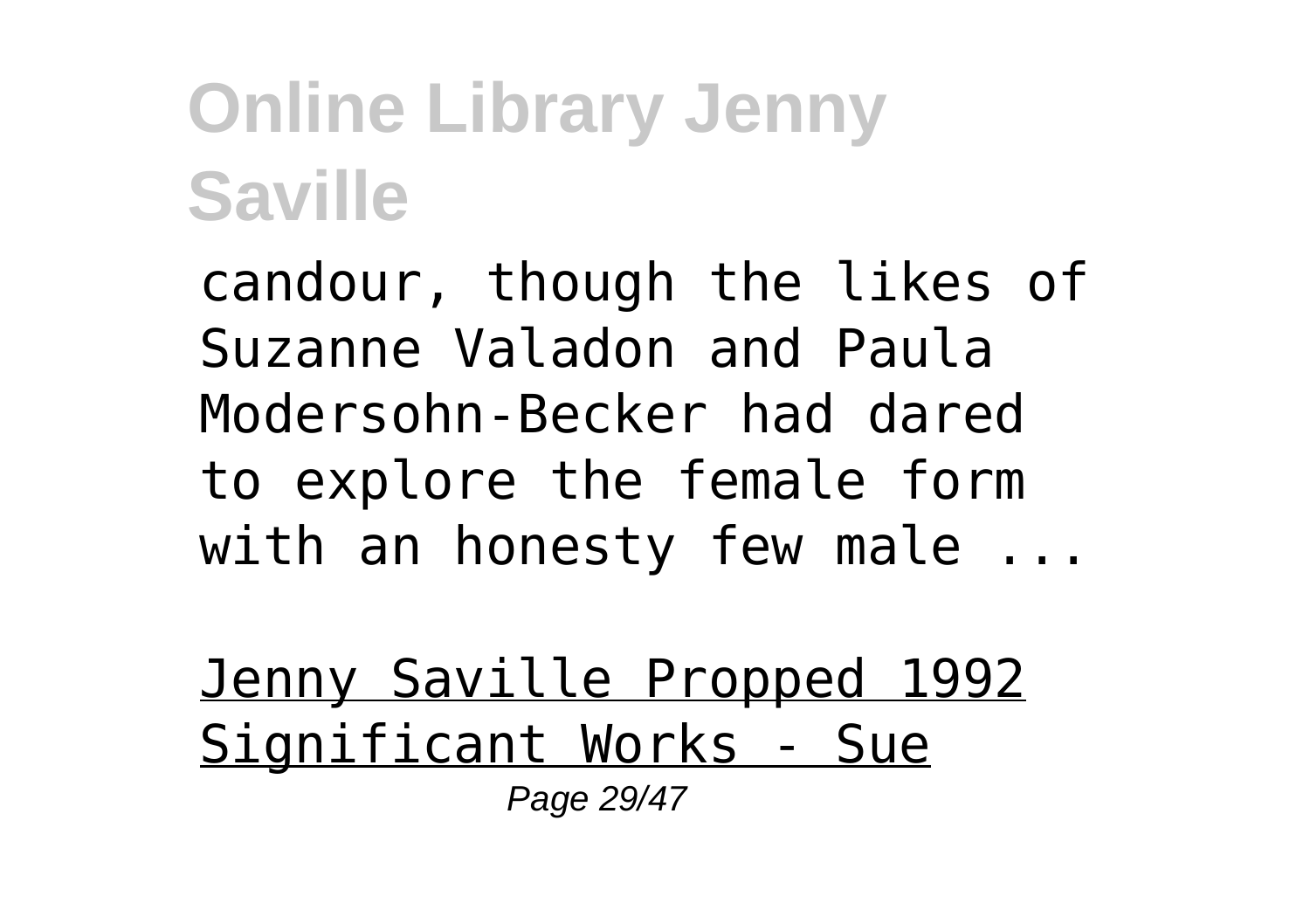candour, though the likes of Suzanne Valadon and Paula Modersohn-Becker had dared to explore the female form with an honesty few male ...

Jenny Saville Propped 1992 Significant Works - Sue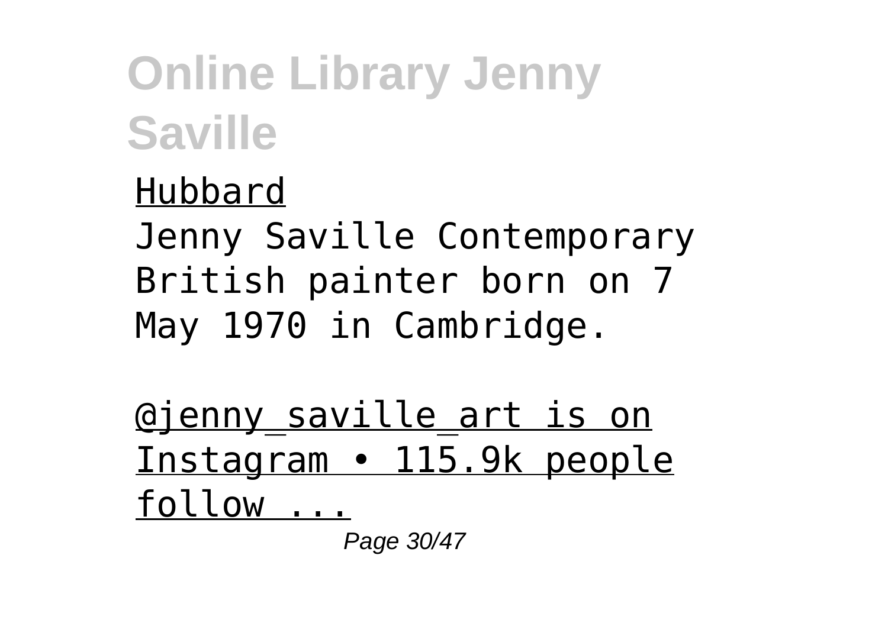Hubbard

Jenny Saville Contemporary British painter born on 7 May 1970 in Cambridge.

@jenny_saville_art is on Instagram • 115.9k people follow ...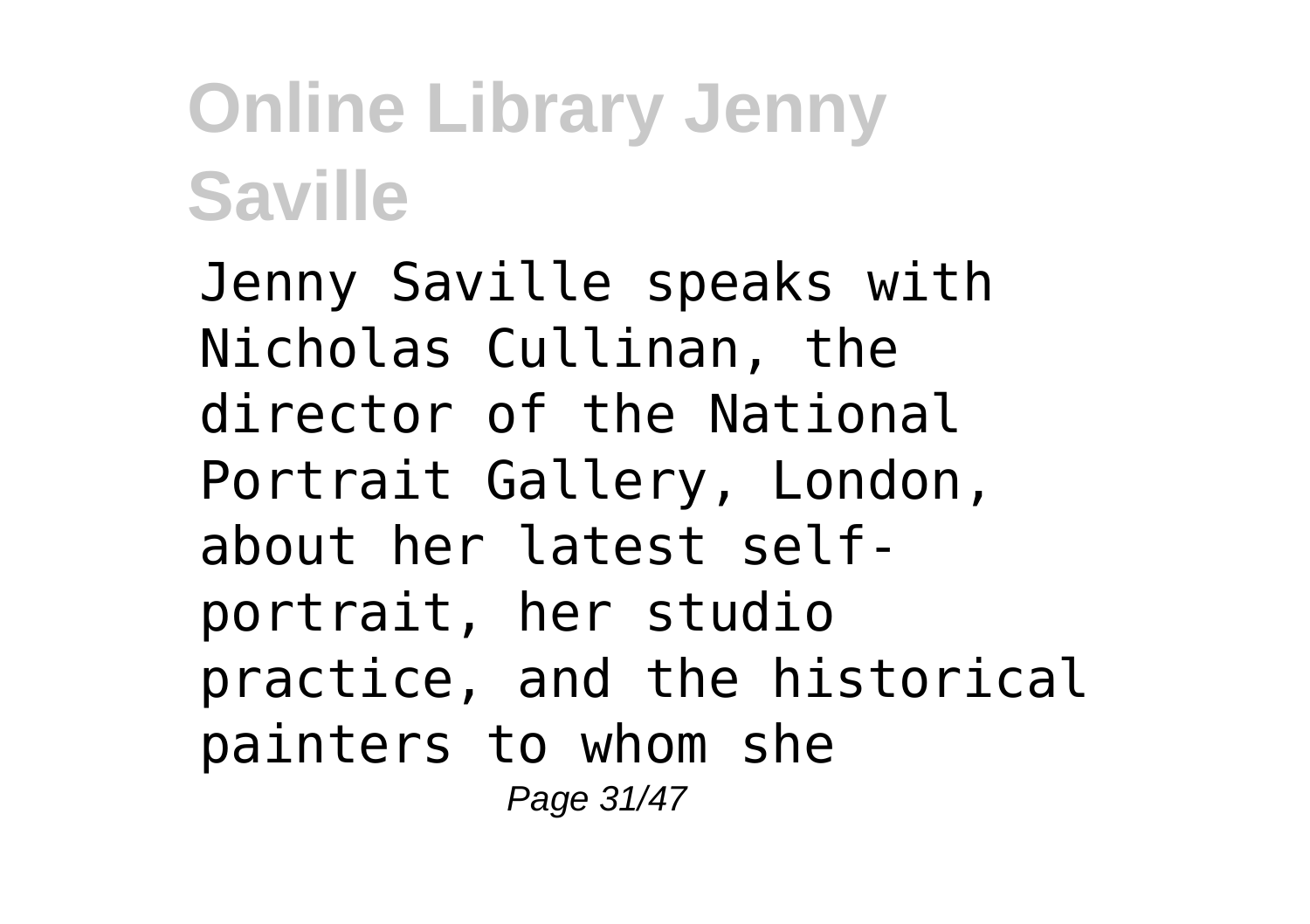Jenny Saville speaks with Nicholas Cullinan, the director of the National Portrait Gallery, London, about her latest self-portrait, her studio practice, and the historical painters to whom she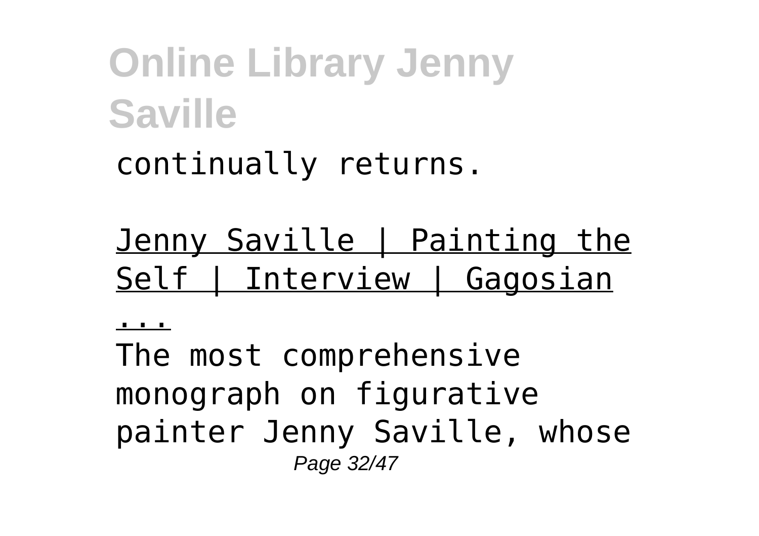continually returns.

Jenny Saville | Painting the Self | Interview | Gagosian ...

The most comprehensive monograph on figurative painter Jenny Saville, whose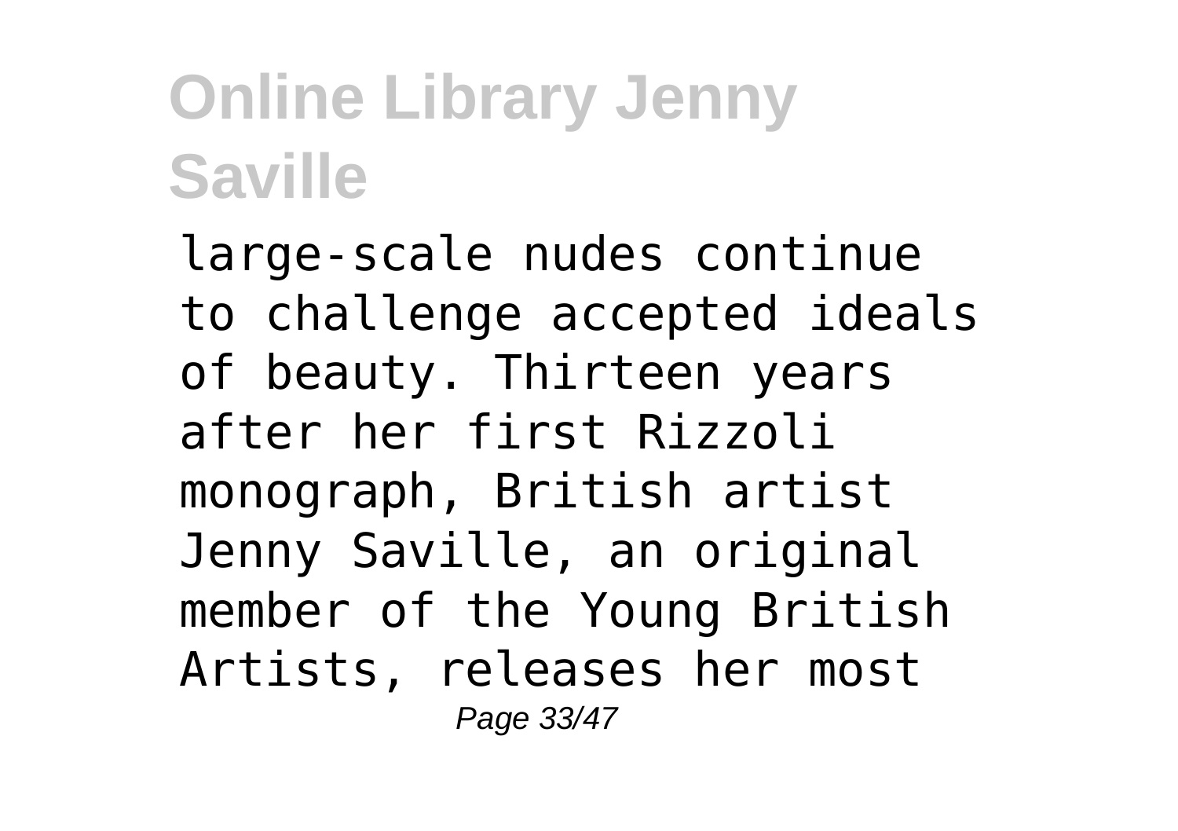large-scale nudes continue to challenge accepted ideals of beauty. Thirteen years after her first Rizzoli monograph, British artist Jenny Saville, an original member of the Young British Artists, releases her most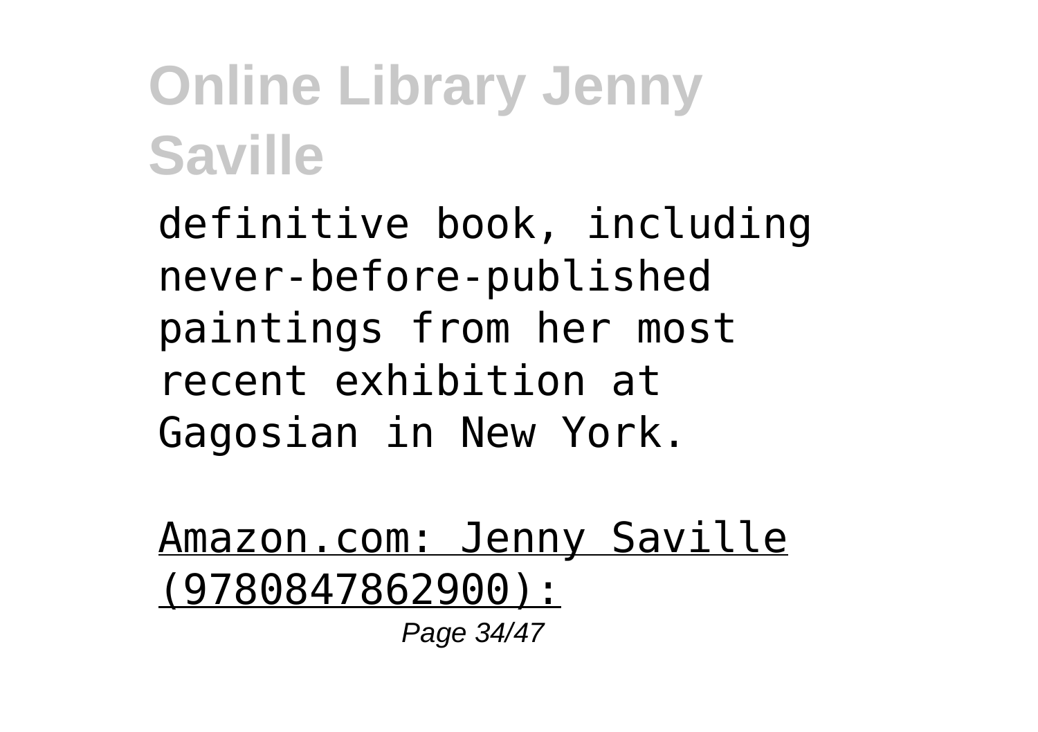definitive book, including never-before-published paintings from her most recent exhibition at Gagosian in New York.

Amazon.com: Jenny Saville (9780847862900):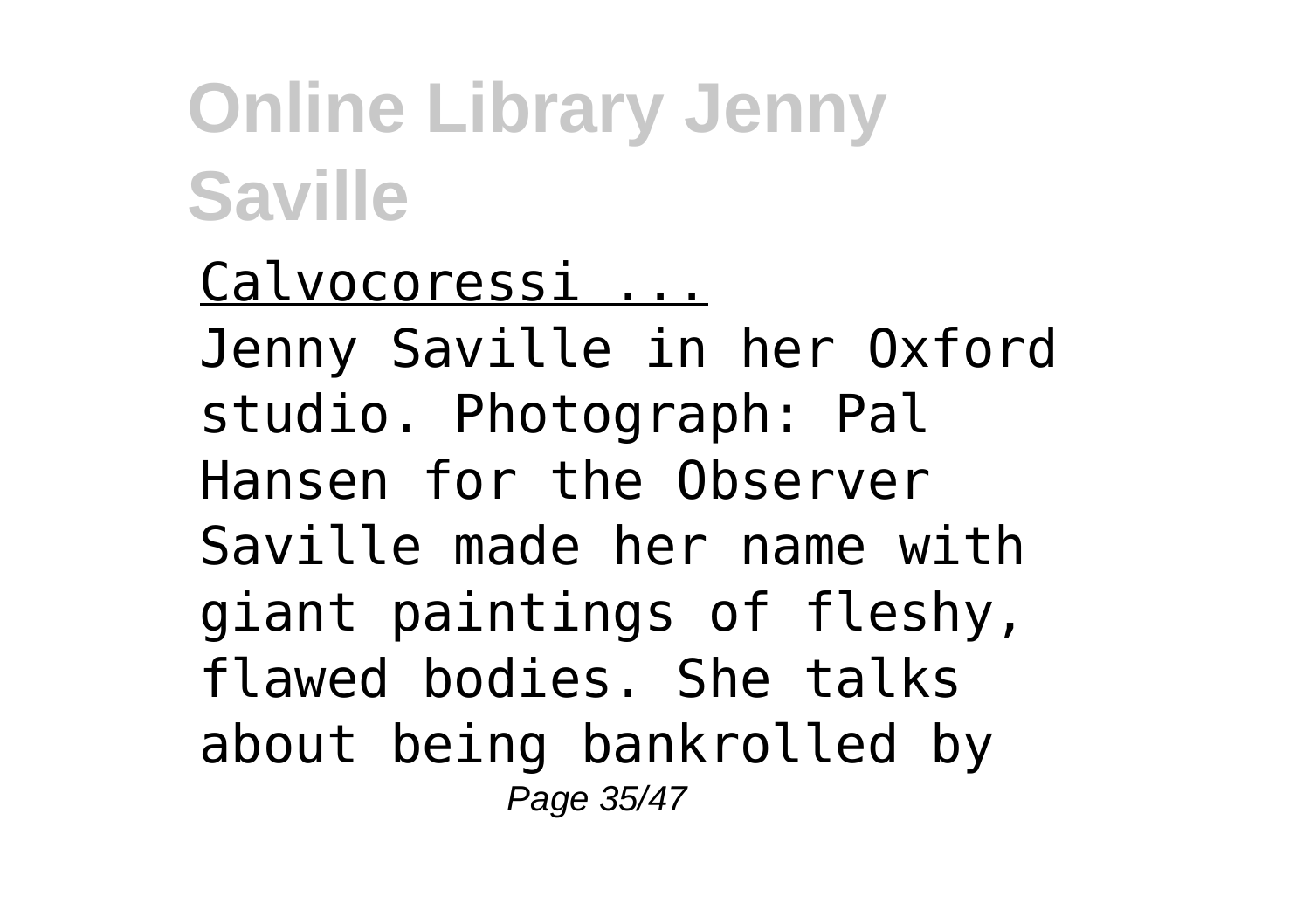Calvocoressi ...

Jenny Saville in her Oxford studio. Photograph: Pal Hansen for the Observer Saville made her name with giant paintings of fleshy, flawed bodies. She talks about being bankrolled by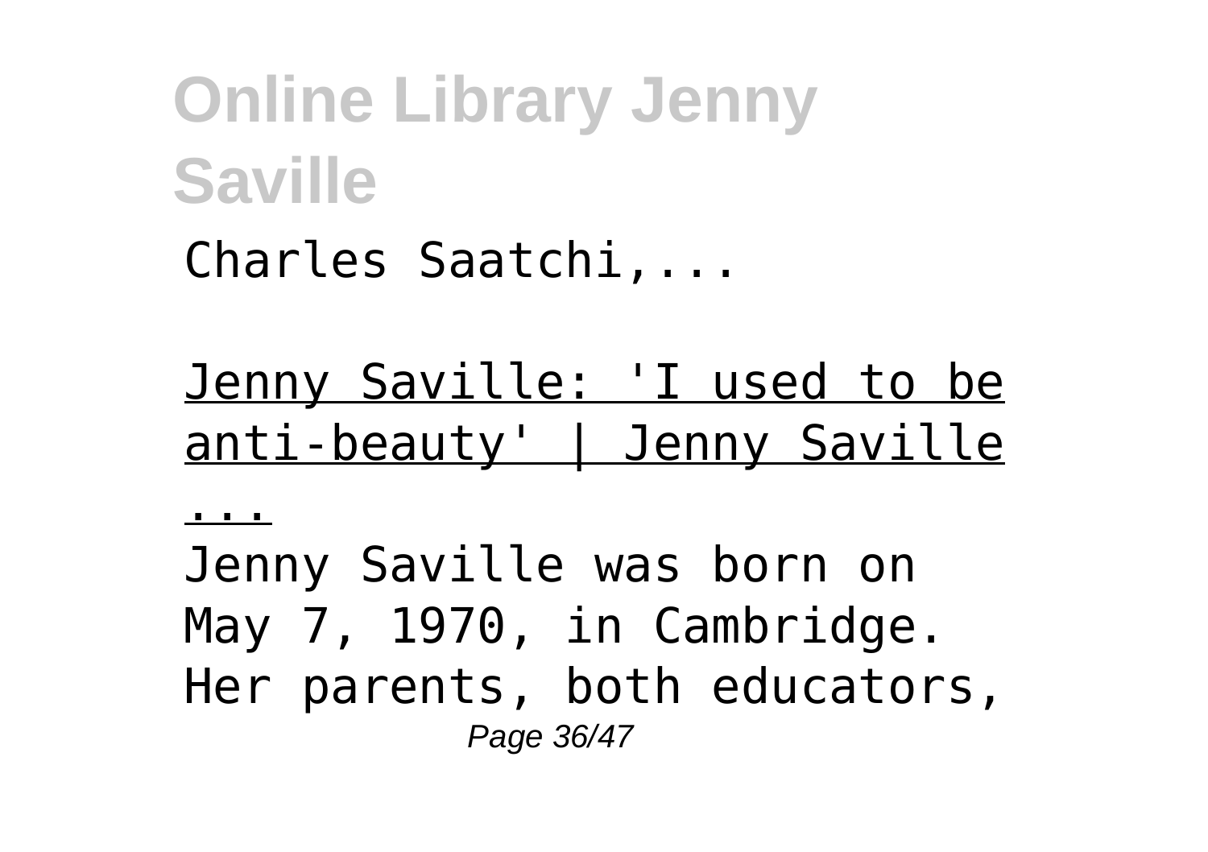Charles Saatchi,...

Jenny Saville: 'I used to be anti-beauty' | Jenny Saville ...

Jenny Saville was born on May 7, 1970, in Cambridge. Her parents, both educators,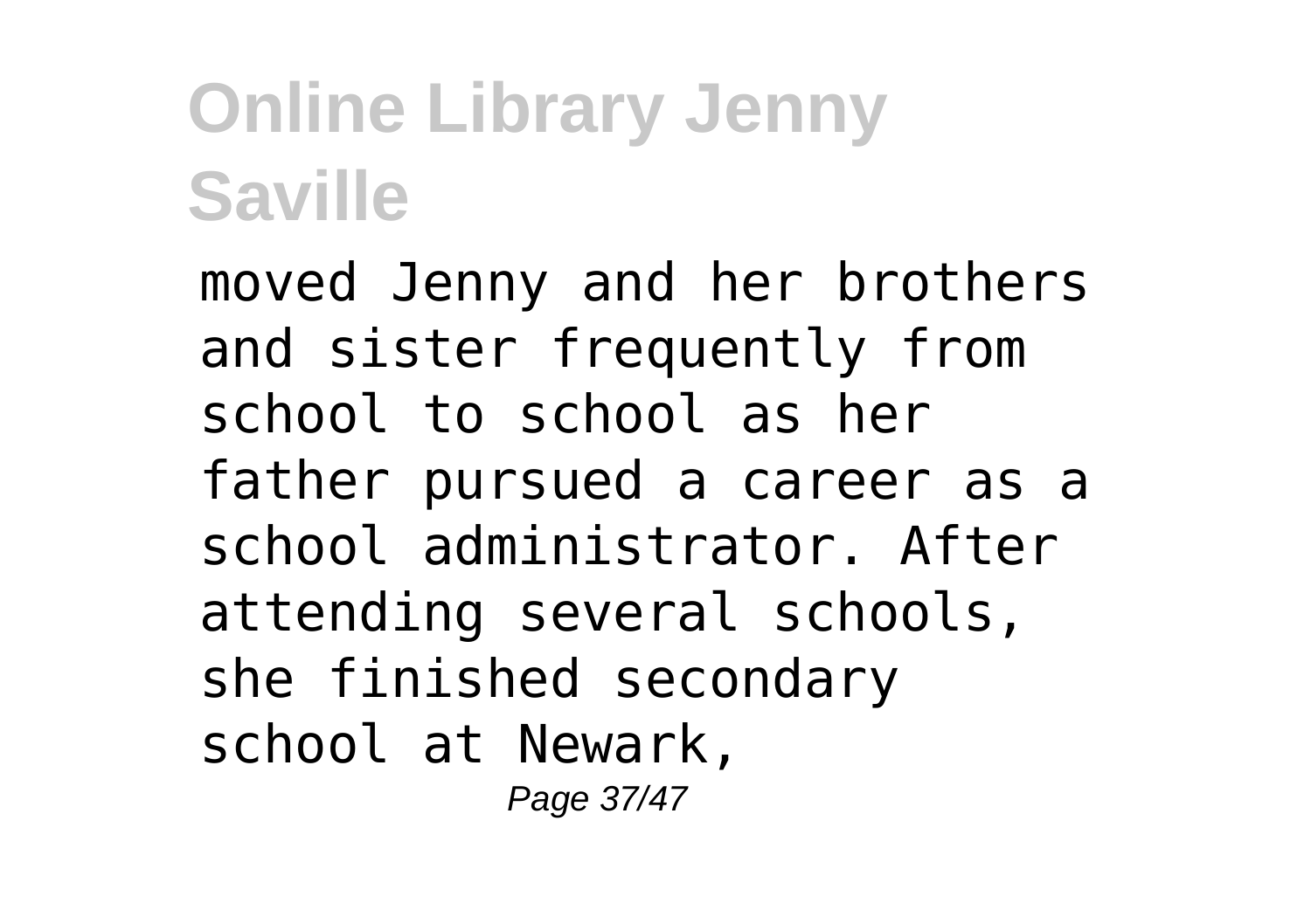moved Jenny and her brothers and sister frequently from school to school as her father pursued a career as a school administrator. After attending several schools, she finished secondary school at Newark,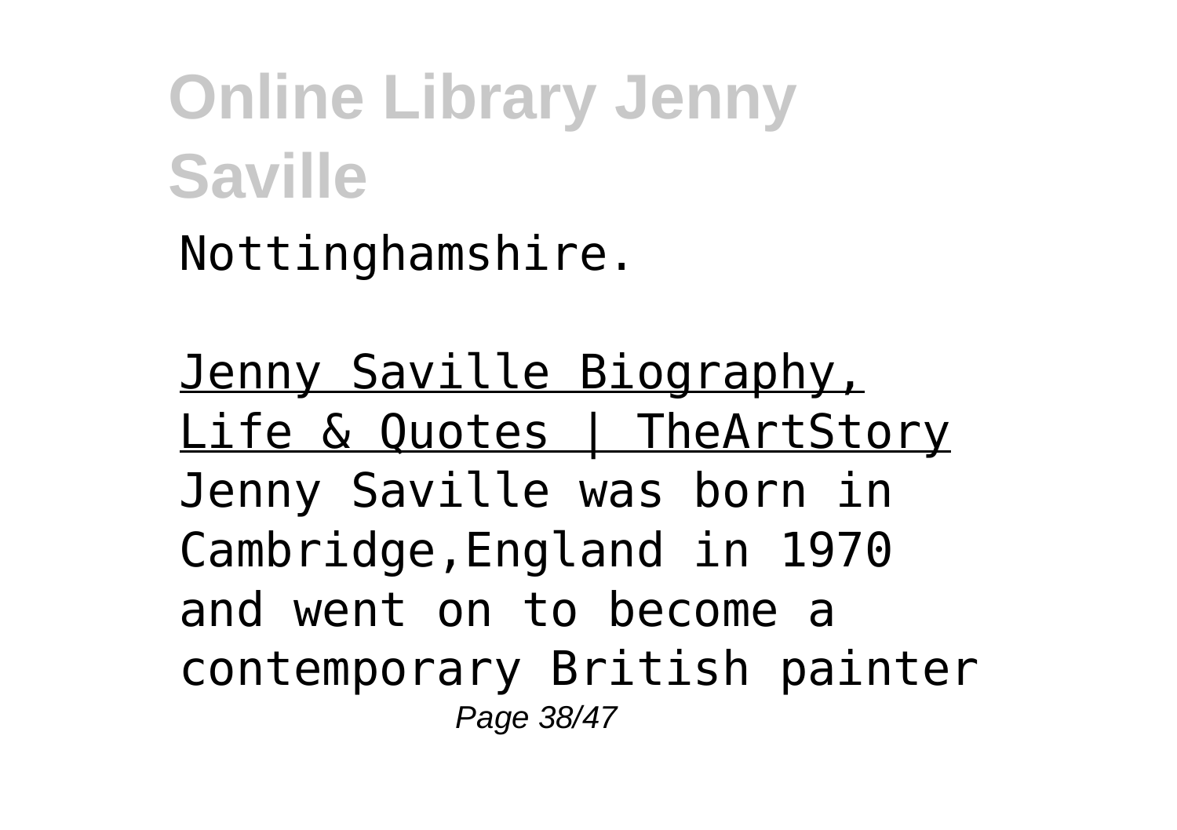Nottinghamshire.

Jenny Saville Biography, Life & Quotes | TheArtStory

Jenny Saville was born in Cambridge,England in 1970 and went on to become a contemporary British painter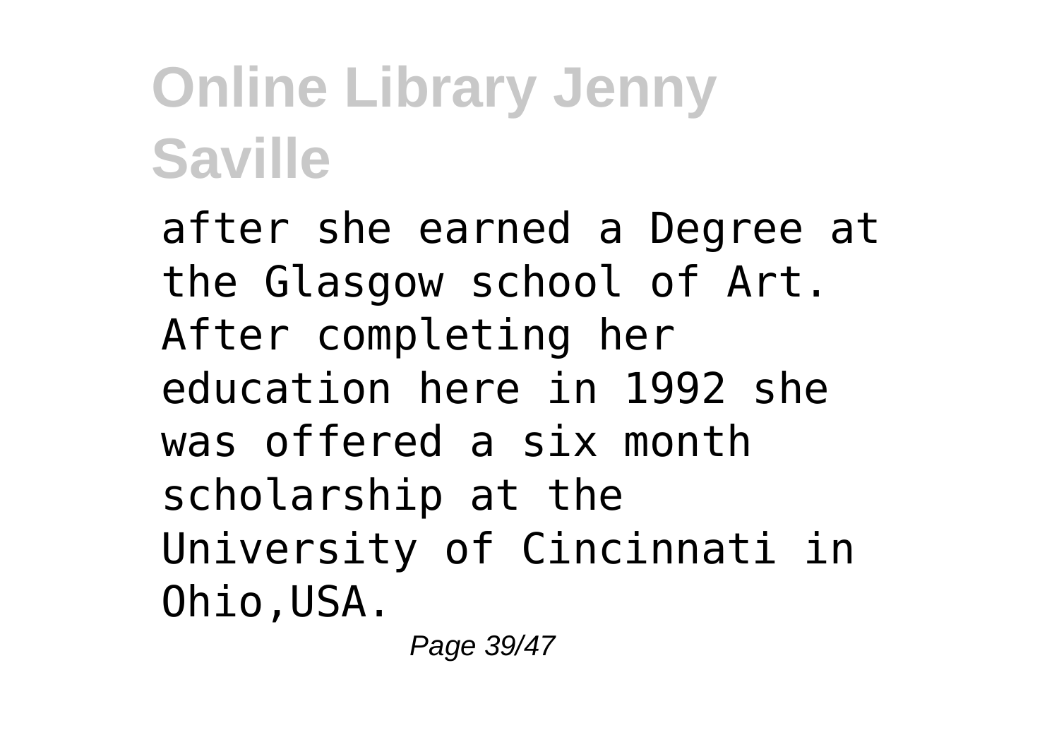after she earned a Degree at the Glasgow school of Art. After completing her education here in 1992 she was offered a six month scholarship at the University of Cincinnati in Ohio,USA.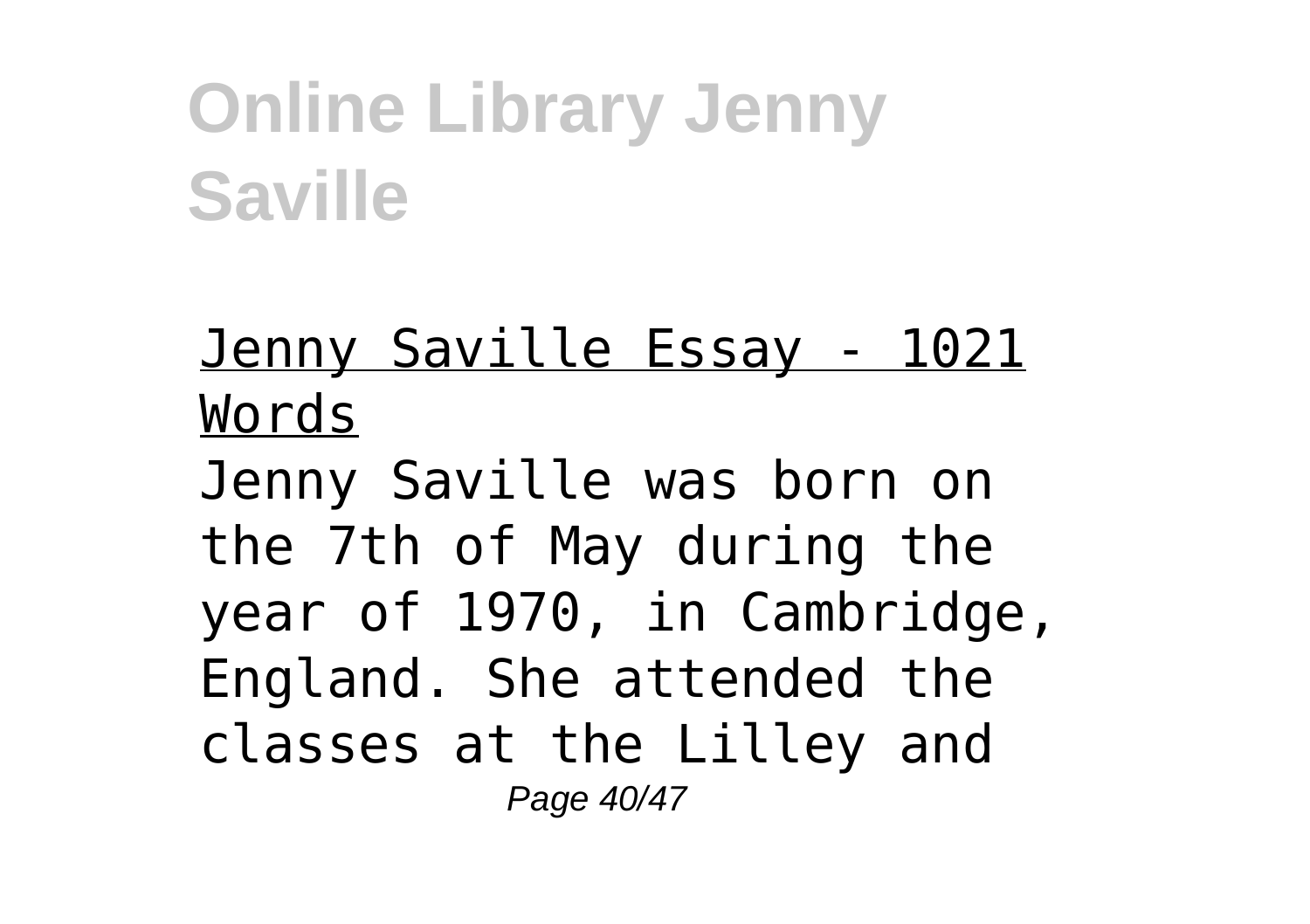Jenny Saville Essay - 1021 Words

Jenny Saville was born on the 7th of May during the year of 1970, in Cambridge, England. She attended the classes at the Lilley and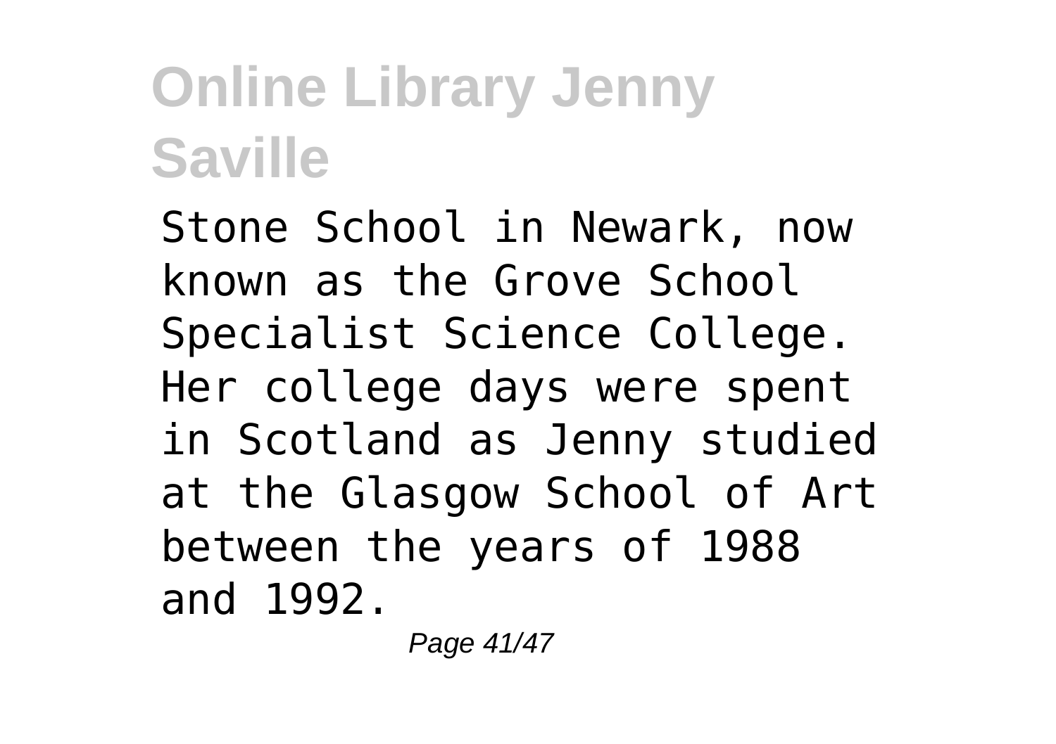Stone School in Newark, now known as the Grove School Specialist Science College. Her college days were spent in Scotland as Jenny studied at the Glasgow School of Art between the years of 1988 and 1992.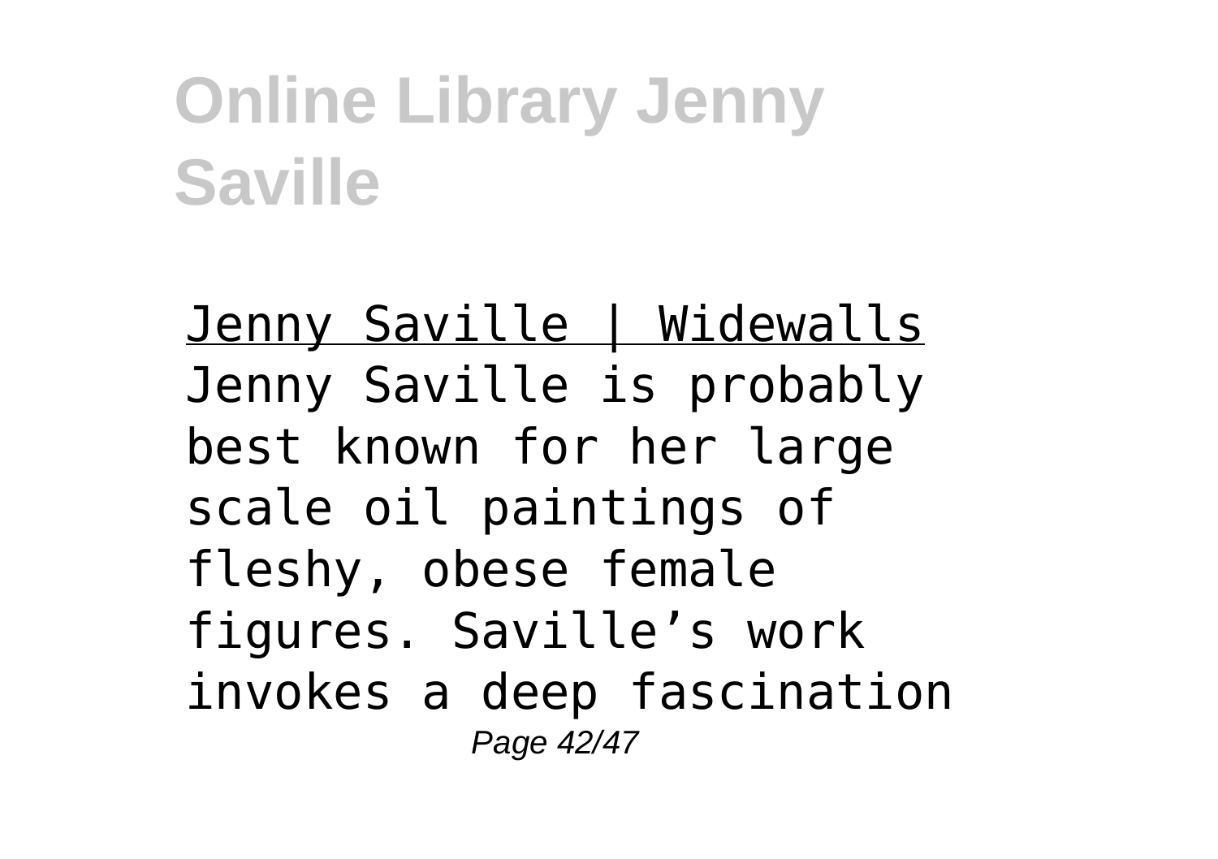Jenny Saville | Widewalls

Jenny Saville is probably best known for her large scale oil paintings of fleshy, obese female figures. Saville’s work invokes a deep fascination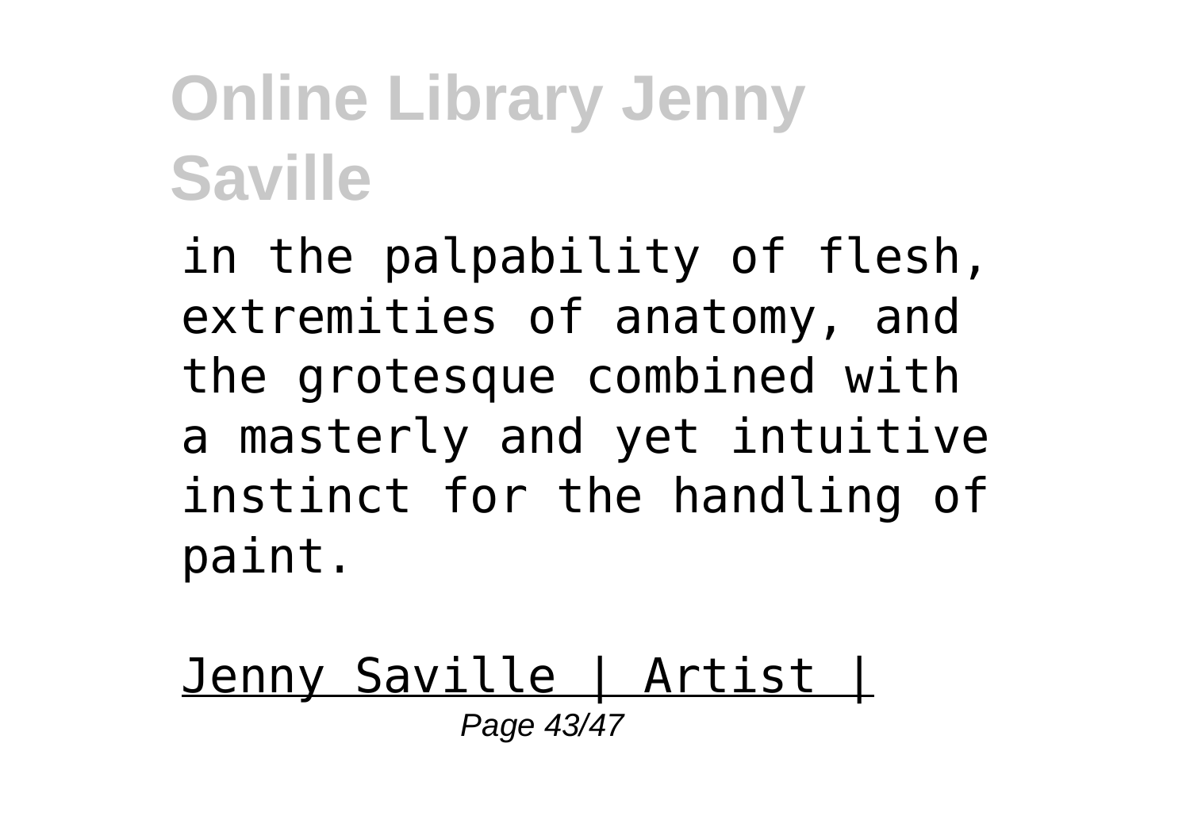in the palpability of flesh, extremities of anatomy, and the grotesque combined with a masterly and yet intuitive instinct for the handling of paint.

Jenny Saville | Artist |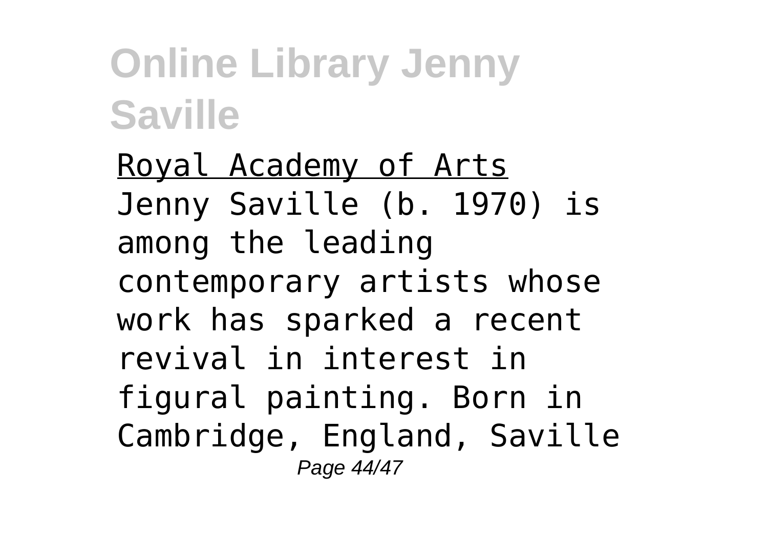Royal Academy of Arts

Jenny Saville (b. 1970) is among the leading contemporary artists whose work has sparked a recent revival in interest in figural painting. Born in Cambridge, England, Saville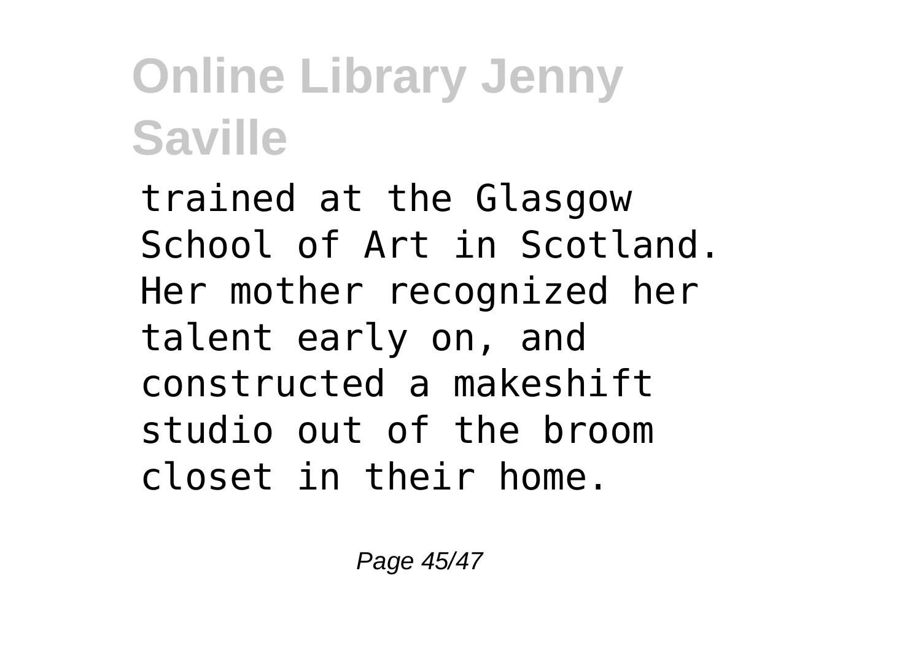trained at the Glasgow School of Art in Scotland. Her mother recognized her talent early on, and constructed a makeshift studio out of the broom closet in their home.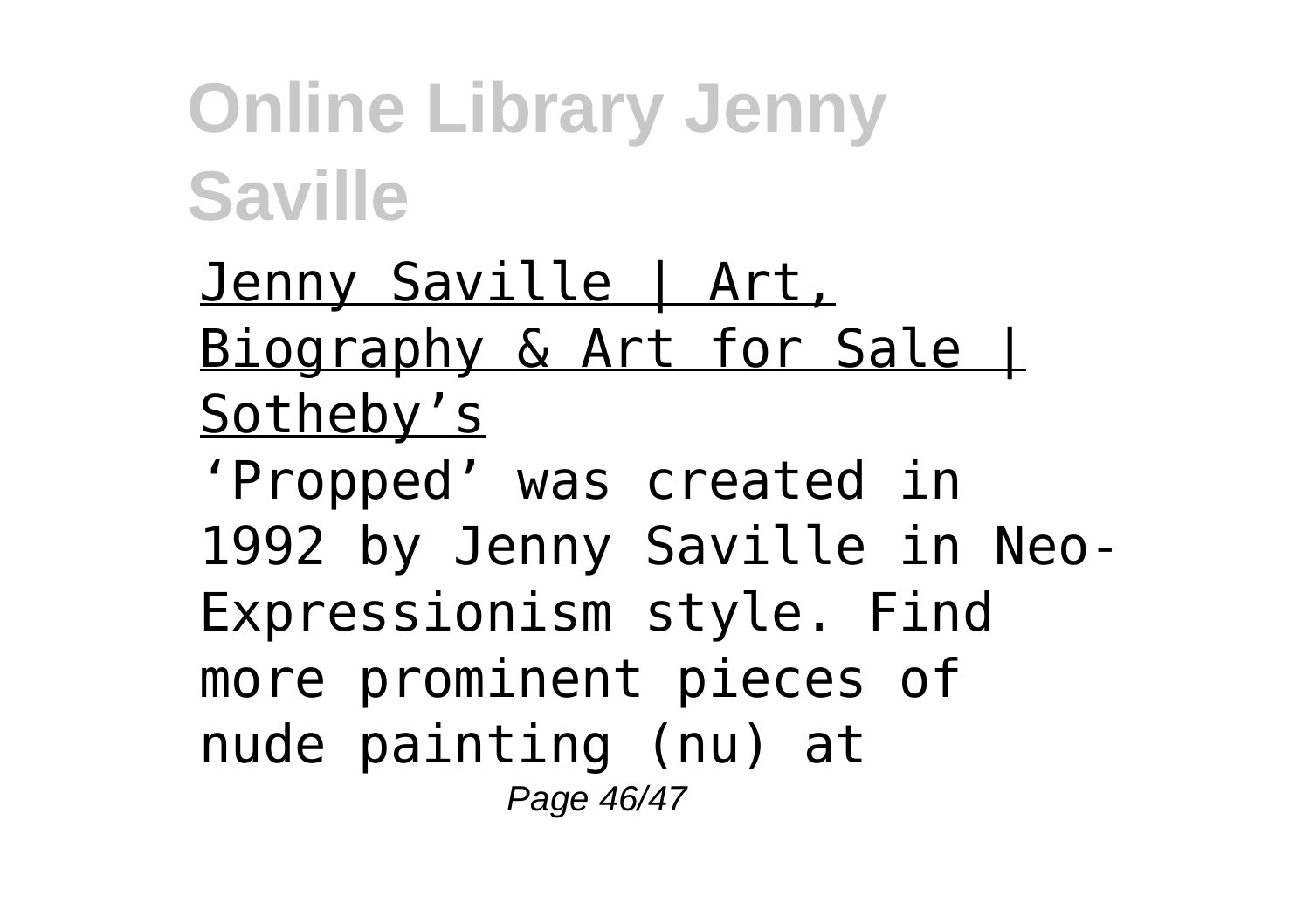Jenny Saville | Art, Biography & Art for Sale | Sotheby's

'Propped' was created in 1992 by Jenny Saville in Neo-Expressionism style. Find more prominent pieces of nude painting (nu) at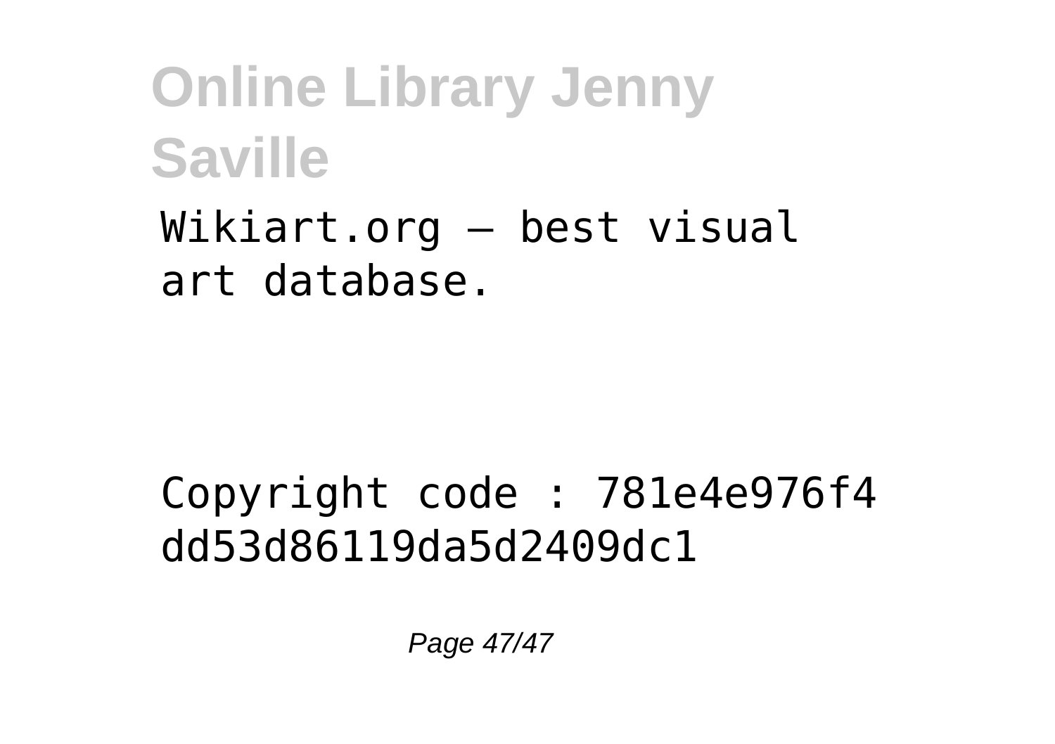Wikiart.org – best visual art database.

Copyright code : 781e4e976f4dd53d86119da5d2409dc1